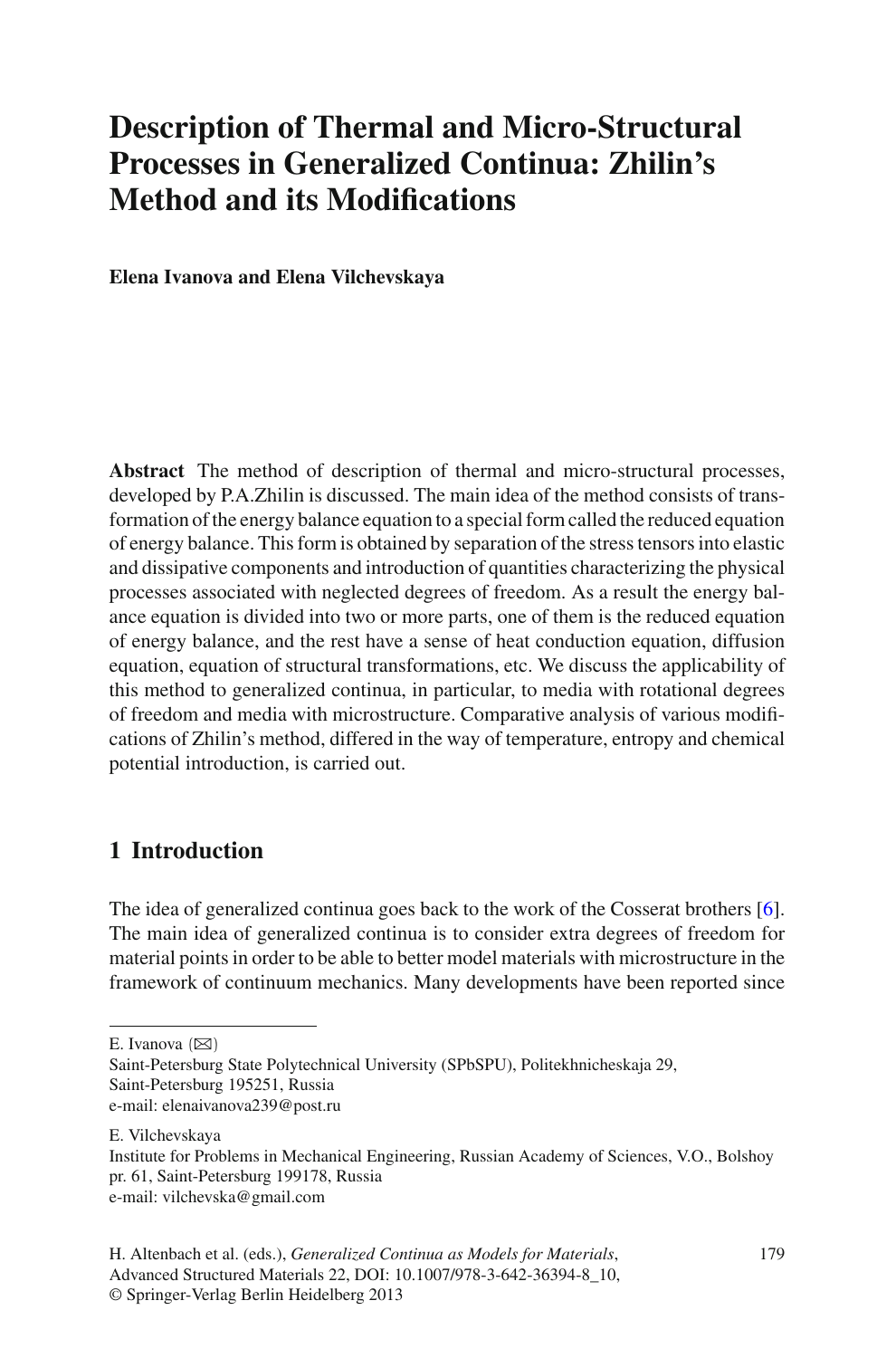# Description of Thermal and Micro-Structural Processes in Generalized Continua: Zhilin's Method and its Modifications

**Elena Ivanova and Elena Vilchevskaya**

**Abstract** The method of description of thermal and micro-structural processes, developed by P.A.Zhilin is discussed. The main idea of the method consists of transformation of the energy balance equation to a special form called the reduced equation of energy balance. This form is obtained by separation of the stress tensors into elastic and dissipative components and introduction of quantities characterizing the physical processes associated with neglected degrees of freedom. As a result the energy balance equation is divided into two or more parts, one of them is the reduced equation of energy balance, and the rest have a sense of heat conduction equation, diffusion equation, equation of structural transformations, etc. We discuss the applicability of this method to generalized continua, in particular, to media with rotational degrees of freedom and media with microstructure. Comparative analysis of various modifications of Zhilin's method, differed in the way of temperature, entropy and chemical potential introduction, is carried out.

## 1 Introduction

The idea of generalized continua goes back to the work of the Cosserat brothers [6]. The main idea of generalized continua is to consider extra degrees of freedom for material points in order to be able to better model materials with microstructure in the framework of continuum mechanics. Many developments have been reported since

---

E. Ivanova (✉)
Saint-Petersburg State Polytechnical University (SPbSPU), Politekhnicheskaja 29, Saint-Petersburg 195251, Russia
e-mail: elenaivanova239@post.ru

E. Vilchevskaya
Institute for Problems in Mechanical Engineering, Russian Academy of Sciences, V.O., Bolshoy pr. 61, Saint-Petersburg 199178, Russia
e-mail: vilchevska@gmail.com

H. Altenbach et al. (eds.), *Generalized Continua as Models for Materials*, Advanced Structured Materials 22, DOI: 10.1007/978-3-642-36394-8_10, © Springer-Verlag Berlin Heidelberg 2013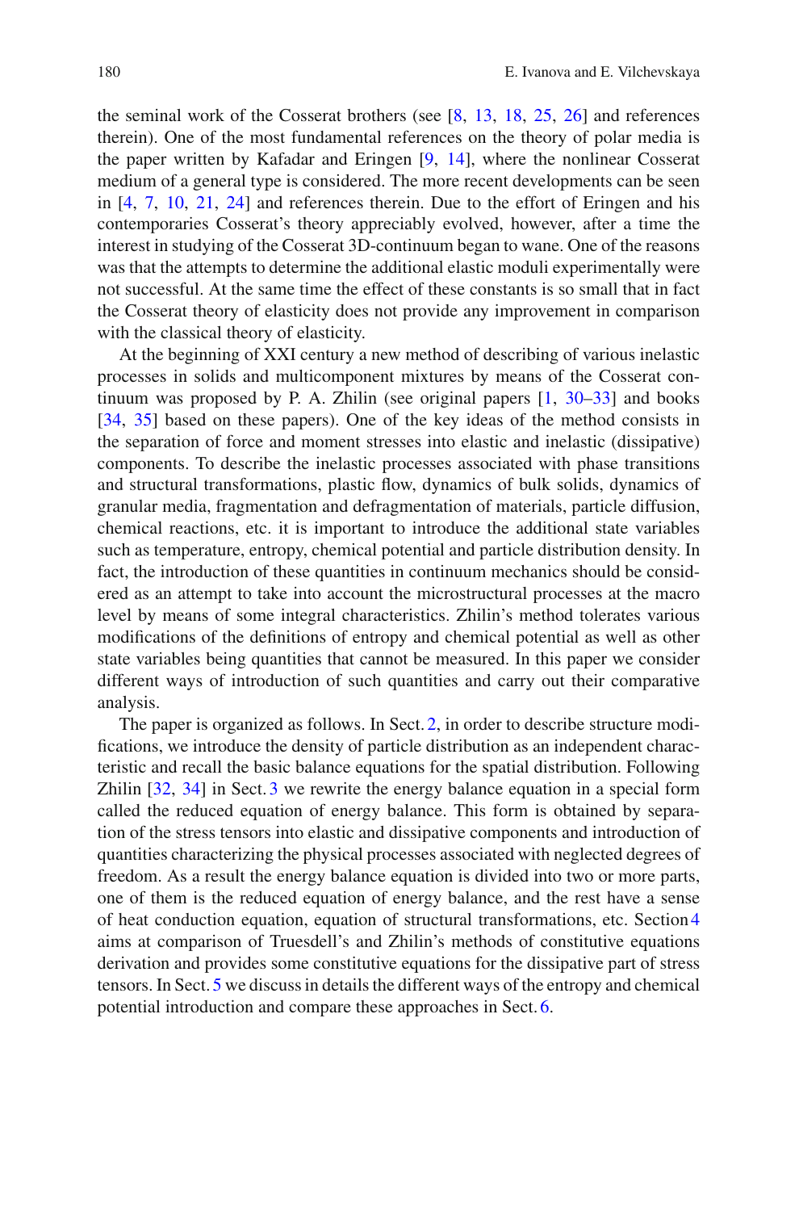the seminal work of the Cosserat brothers (see [8, 13, 18, 25, 26] and references therein). One of the most fundamental references on the theory of polar media is the paper written by Kafadar and Eringen [9, 14], where the nonlinear Cosserat medium of a general type is considered. The more recent developments can be seen in [4, 7, 10, 21, 24] and references therein. Due to the effort of Eringen and his contemporaries Cosserat's theory appreciably evolved, however, after a time the interest in studying of the Cosserat 3D-continuum began to wane. One of the reasons was that the attempts to determine the additional elastic moduli experimentally were not successful. At the same time the effect of these constants is so small that in fact the Cosserat theory of elasticity does not provide any improvement in comparison with the classical theory of elasticity.

At the beginning of XXI century a new method of describing of various inelastic processes in solids and multicomponent mixtures by means of the Cosserat continuum was proposed by P. A. Zhilin (see original papers [1, 30–33] and books [34, 35] based on these papers). One of the key ideas of the method consists in the separation of force and moment stresses into elastic and inelastic (dissipative) components. To describe the inelastic processes associated with phase transitions and structural transformations, plastic flow, dynamics of bulk solids, dynamics of granular media, fragmentation and defragmentation of materials, particle diffusion, chemical reactions, etc. it is important to introduce the additional state variables such as temperature, entropy, chemical potential and particle distribution density. In fact, the introduction of these quantities in continuum mechanics should be considered as an attempt to take into account the microstructural processes at the macro level by means of some integral characteristics. Zhilin's method tolerates various modifications of the definitions of entropy and chemical potential as well as other state variables being quantities that cannot be measured. In this paper we consider different ways of introduction of such quantities and carry out their comparative analysis.

The paper is organized as follows. In Sect. 2, in order to describe structure modifications, we introduce the density of particle distribution as an independent characteristic and recall the basic balance equations for the spatial distribution. Following Zhilin [32, 34] in Sect. 3 we rewrite the energy balance equation in a special form called the reduced equation of energy balance. This form is obtained by separation of the stress tensors into elastic and dissipative components and introduction of quantities characterizing the physical processes associated with neglected degrees of freedom. As a result the energy balance equation is divided into two or more parts, one of them is the reduced equation of energy balance, and the rest have a sense of heat conduction equation, equation of structural transformations, etc. Section 4 aims at comparison of Truesdell's and Zhilin's methods of constitutive equations derivation and provides some constitutive equations for the dissipative part of stress tensors. In Sect. 5 we discuss in details the different ways of the entropy and chemical potential introduction and compare these approaches in Sect. 6.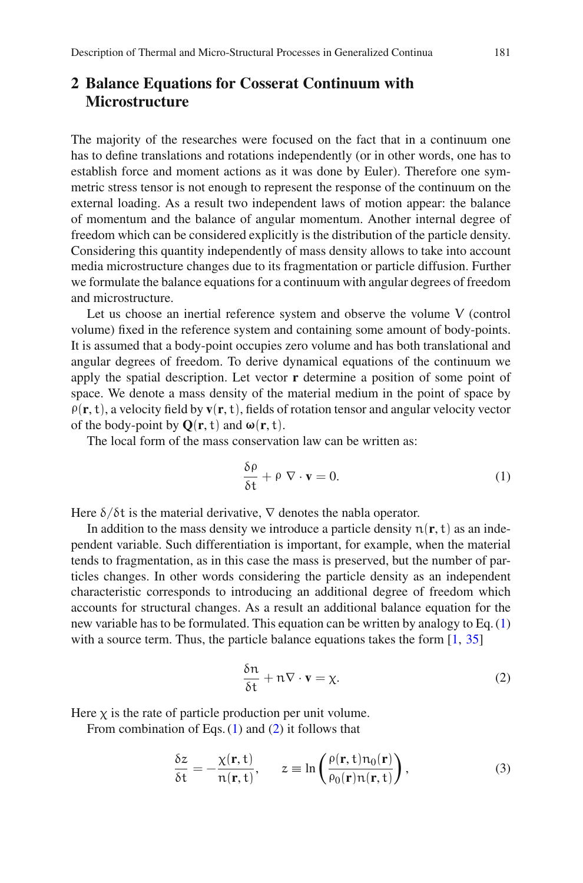## 2 Balance Equations for Cosserat Continuum with Microstructure

The majority of the researches were focused on the fact that in a continuum one has to define translations and rotations independently (or in other words, one has to establish force and moment actions as it was done by Euler). Therefore one symmetric stress tensor is not enough to represent the response of the continuum on the external loading. As a result two independent laws of motion appear: the balance of momentum and the balance of angular momentum. Another internal degree of freedom which can be considered explicitly is the distribution of the particle density. Considering this quantity independently of mass density allows to take into account media microstructure changes due to its fragmentation or particle diffusion. Further we formulate the balance equations for a continuum with angular degrees of freedom and microstructure.

Let us choose an inertial reference system and observe the volume $V$ (control volume) fixed in the reference system and containing some amount of body-points. It is assumed that a body-point occupies zero volume and has both translational and angular degrees of freedom. To derive dynamical equations of the continuum we apply the spatial description. Let vector $\mathbf{r}$ determine a position of some point of space. We denote a mass density of the material medium in the point of space by $\rho(\mathbf{r}, t)$, a velocity field by $\mathbf{v}(\mathbf{r}, t)$, fields of rotation tensor and angular velocity vector of the body-point by $\mathbf{Q}(\mathbf{r}, t)$ and $\boldsymbol{\omega}(\mathbf{r}, t)$.

The local form of the mass conservation law can be written as:

$$\frac{\delta \rho}{\delta t} + \rho \, \nabla \cdot \mathbf{v} = 0. \tag{1}$$

Here $\delta/\delta t$ is the material derivative, $\nabla$ denotes the nabla operator.

In addition to the mass density we introduce a particle density $n(\mathbf{r}, t)$ as an independent variable. Such differentiation is important, for example, when the material tends to fragmentation, as in this case the mass is preserved, but the number of particles changes. In other words considering the particle density as an independent characteristic corresponds to introducing an additional degree of freedom which accounts for structural changes. As a result an additional balance equation for the new variable has to be formulated. This equation can be written by analogy to Eq. (1) with a source term. Thus, the particle balance equations takes the form [1, 35]

$$\frac{\delta n}{\delta t} + n \nabla \cdot \mathbf{v} = \chi. \tag{2}$$

Here $\chi$ is the rate of particle production per unit volume.

From combination of Eqs. (1) and (2) it follows that

$$\frac{\delta z}{\delta t} = -\frac{\chi(\mathbf{r}, t)}{n(\mathbf{r}, t)}, \qquad z \equiv \ln\left(\frac{\rho(\mathbf{r}, t) n_0(\mathbf{r})}{\rho_0(\mathbf{r}) n(\mathbf{r}, t)}\right), \tag{3}$$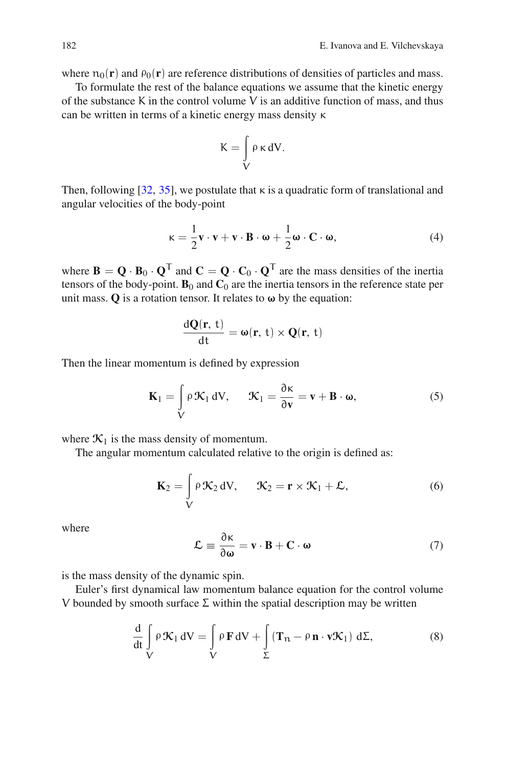where $n_0(\mathbf{r})$ and $\rho_0(\mathbf{r})$ are reference distributions of densities of particles and mass.

To formulate the rest of the balance equations we assume that the kinetic energy of the substance K in the control volume V is an additive function of mass, and thus can be written in terms of a kinetic energy mass density $\kappa$

$$
K = \int\limits_V \rho\, \kappa \, dV.
$$

Then, following [32, 35], we postulate that $\kappa$ is a quadratic form of translational and angular velocities of the body-point

$$
\kappa = \frac{1}{2}\mathbf{v} \cdot \mathbf{v} + \mathbf{v} \cdot \mathbf{B} \cdot \boldsymbol{\omega} + \frac{1}{2}\boldsymbol{\omega} \cdot \mathbf{C} \cdot \boldsymbol{\omega}, \tag{4}
$$

where $\mathbf{B} = \mathbf{Q} \cdot \mathbf{B}_0 \cdot \mathbf{Q}^T$ and $\mathbf{C} = \mathbf{Q} \cdot \mathbf{C}_0 \cdot \mathbf{Q}^T$ are the mass densities of the inertia tensors of the body-point. $\mathbf{B}_0$ and $\mathbf{C}_0$ are the inertia tensors in the reference state per unit mass. $\mathbf{Q}$ is a rotation tensor. It relates to $\boldsymbol{\omega}$ by the equation:

$$
\frac{d\mathbf{Q}(\mathbf{r}, t)}{dt} = \boldsymbol{\omega}(\mathbf{r}, t) \times \mathbf{Q}(\mathbf{r}, t)
$$

Then the linear momentum is defined by expression

$$
\mathbf{K}_1 = \int\limits_V \rho\, \mathcal{K}_1 \, dV, \qquad \mathcal{K}_1 = \frac{\partial \kappa}{\partial \mathbf{v}} = \mathbf{v} + \mathbf{B} \cdot \boldsymbol{\omega}, \tag{5}
$$

where $\mathcal{K}_1$ is the mass density of momentum.

The angular momentum calculated relative to the origin is defined as:

$$
\mathbf{K}_2 = \int\limits_V \rho\, \mathcal{K}_2 \, dV, \qquad \mathcal{K}_2 = \mathbf{r} \times \mathcal{K}_1 + \mathcal{L}, \tag{6}
$$

where

$$
\mathcal{L} \equiv \frac{\partial \kappa}{\partial \boldsymbol{\omega}} = \mathbf{v} \cdot \mathbf{B} + \mathbf{C} \cdot \boldsymbol{\omega} \tag{7}
$$

is the mass density of the dynamic spin.

Euler's first dynamical law momentum balance equation for the control volume V bounded by smooth surface $\Sigma$ within the spatial description may be written

$$
\frac{d}{dt} \int\limits_V \rho\, \mathcal{K}_1 \, dV = \int\limits_V \rho\, \mathbf{F} \, dV + \int\limits_\Sigma \left( \mathbf{T}_n - \rho\, \mathbf{n} \cdot \mathbf{v} \mathcal{K}_1 \right) \, d\Sigma, \tag{8}
$$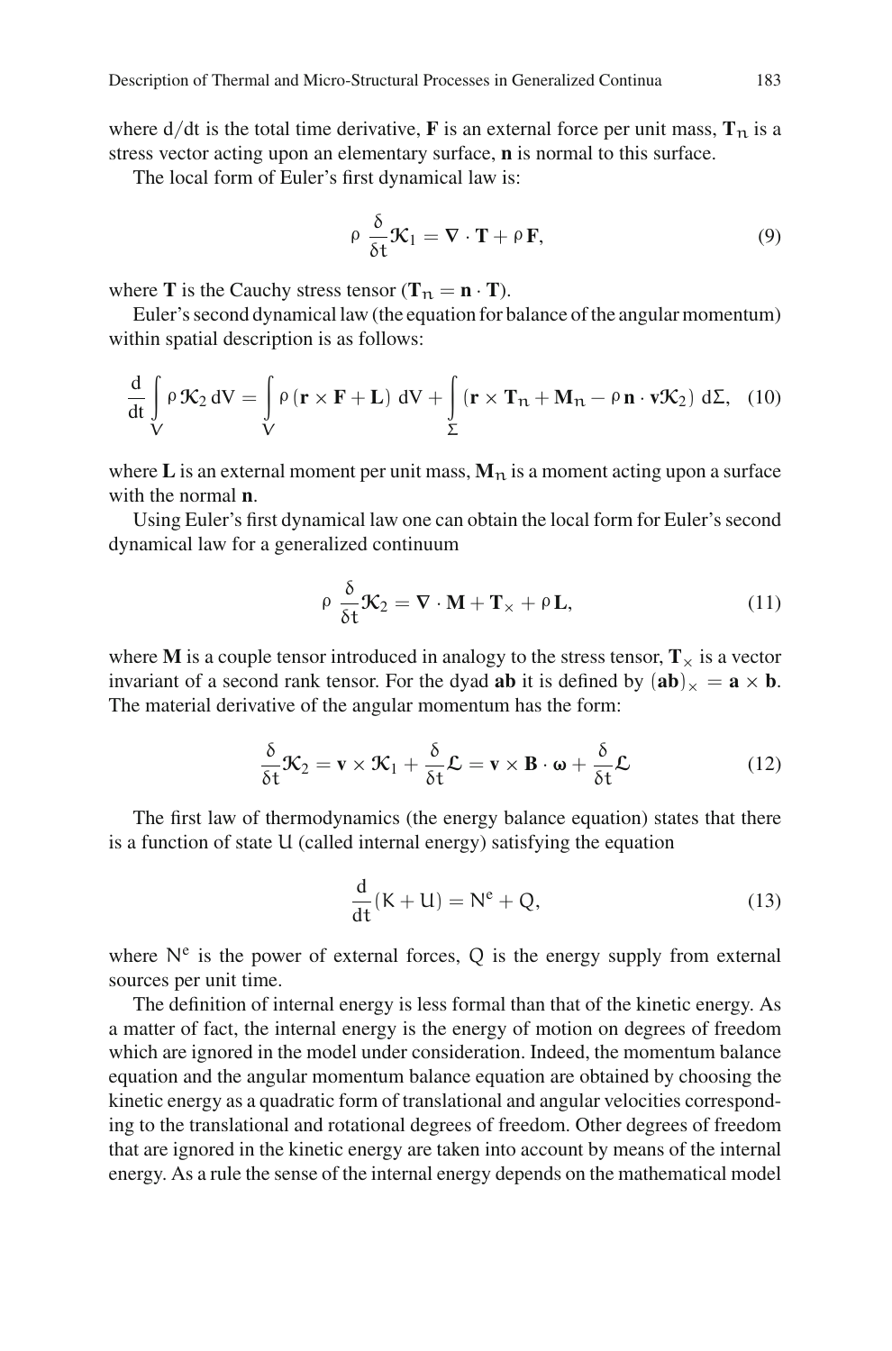where $d/dt$ is the total time derivative, $\mathbf{F}$ is an external force per unit mass, $\mathbf{T}_n$ is a stress vector acting upon an elementary surface, $\mathbf{n}$ is normal to this surface.

The local form of Euler's first dynamical law is:

$$\rho \, \frac{\delta}{\delta t}\mathcal{K}_1 = \nabla \cdot \mathbf{T} + \rho \, \mathbf{F}, \tag{9}$$

where $\mathbf{T}$ is the Cauchy stress tensor ($\mathbf{T}_n = \mathbf{n} \cdot \mathbf{T}$).

Euler's second dynamical law (the equation for balance of the angular momentum) within spatial description is as follows:

$$\frac{d}{dt}\int\limits_V \rho \, \mathcal{K}_2 \, dV = \int\limits_V \rho \left(\mathbf{r} \times \mathbf{F} + \mathbf{L}\right) \, dV + \int\limits_\Sigma \left(\mathbf{r} \times \mathbf{T}_n + \mathbf{M}_n - \rho \, \mathbf{n} \cdot \mathbf{v}\mathcal{K}_2\right) \, d\Sigma, \tag{10}$$

where $\mathbf{L}$ is an external moment per unit mass, $\mathbf{M}_n$ is a moment acting upon a surface with the normal $\mathbf{n}$.

Using Euler's first dynamical law one can obtain the local form for Euler's second dynamical law for a generalized continuum

$$\rho \, \frac{\delta}{\delta t}\mathcal{K}_2 = \nabla \cdot \mathbf{M} + \mathbf{T}_\times + \rho \, \mathbf{L}, \tag{11}$$

where $\mathbf{M}$ is a couple tensor introduced in analogy to the stress tensor, $\mathbf{T}_\times$ is a vector invariant of a second rank tensor. For the dyad $\mathbf{ab}$ it is defined by $(\mathbf{ab})_\times = \mathbf{a} \times \mathbf{b}$. The material derivative of the angular momentum has the form:

$$\frac{\delta}{\delta t}\mathcal{K}_2 = \mathbf{v} \times \mathcal{K}_1 + \frac{\delta}{\delta t}\mathcal{L} = \mathbf{v} \times \mathbf{B} \cdot \boldsymbol{\omega} + \frac{\delta}{\delta t}\mathcal{L} \tag{12}$$

The first law of thermodynamics (the energy balance equation) states that there is a function of state $U$ (called internal energy) satisfying the equation

$$\frac{d}{dt}(K + U) = N^e + Q, \tag{13}$$

where $N^e$ is the power of external forces, $Q$ is the energy supply from external sources per unit time.

The definition of internal energy is less formal than that of the kinetic energy. As a matter of fact, the internal energy is the energy of motion on degrees of freedom which are ignored in the model under consideration. Indeed, the momentum balance equation and the angular momentum balance equation are obtained by choosing the kinetic energy as a quadratic form of translational and angular velocities corresponding to the translational and rotational degrees of freedom. Other degrees of freedom that are ignored in the kinetic energy are taken into account by means of the internal energy. As a rule the sense of the internal energy depends on the mathematical model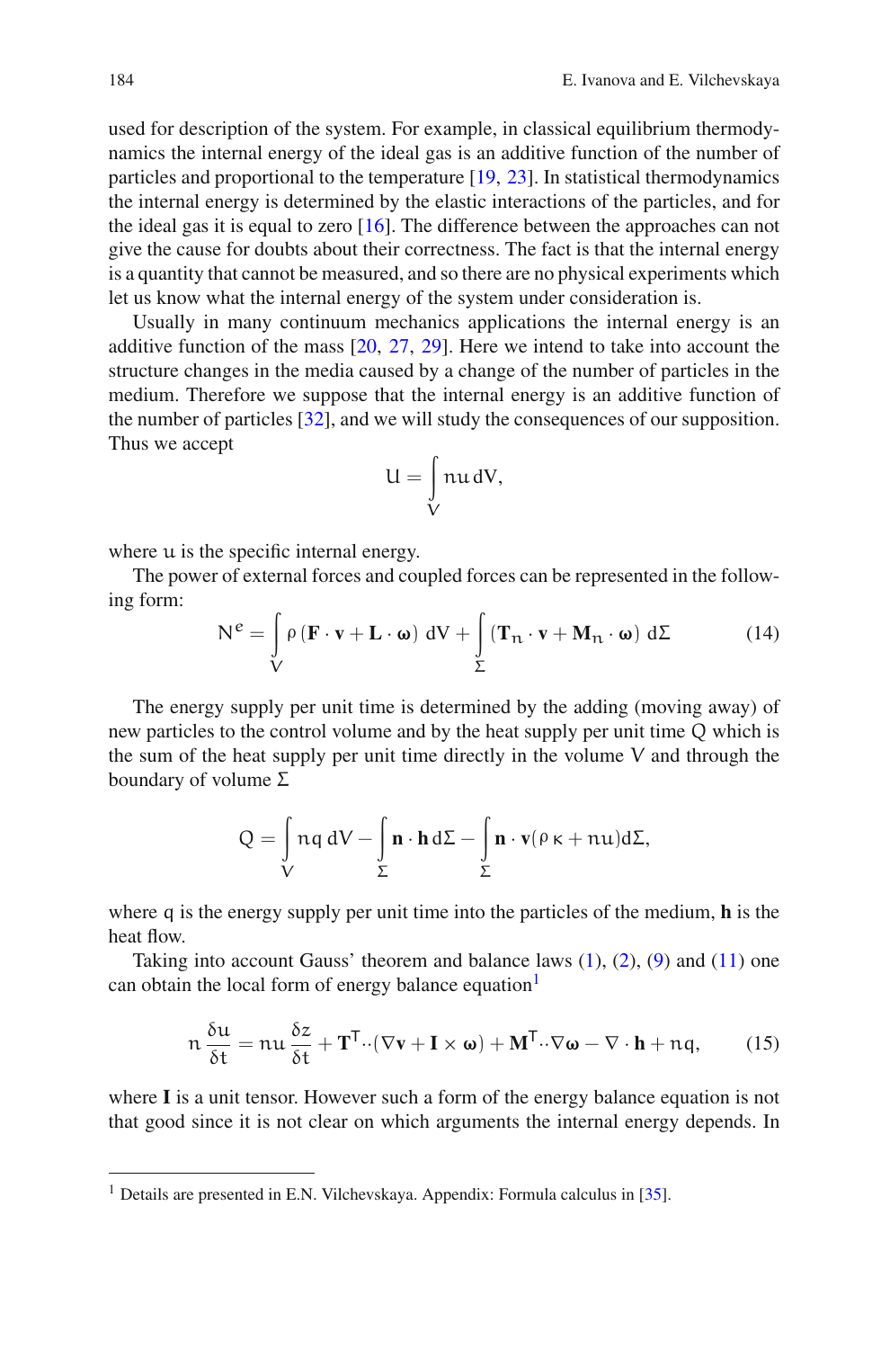used for description of the system. For example, in classical equilibrium thermodynamics the internal energy of the ideal gas is an additive function of the number of particles and proportional to the temperature [19, 23]. In statistical thermodynamics the internal energy is determined by the elastic interactions of the particles, and for the ideal gas it is equal to zero [16]. The difference between the approaches can not give the cause for doubts about their correctness. The fact is that the internal energy is a quantity that cannot be measured, and so there are no physical experiments which let us know what the internal energy of the system under consideration is.

Usually in many continuum mechanics applications the internal energy is an additive function of the mass [20, 27, 29]. Here we intend to take into account the structure changes in the media caused by a change of the number of particles in the medium. Therefore we suppose that the internal energy is an additive function of the number of particles [32], and we will study the consequences of our supposition. Thus we accept

$$U = \int\limits_V n u \, dV,$$

where $u$ is the specific internal energy.

The power of external forces and coupled forces can be represented in the following form:

$$N^e = \int\limits_V \rho \left( \mathbf{F} \cdot \mathbf{v} + \mathbf{L} \cdot \boldsymbol{\omega} \right) \, dV + \int\limits_\Sigma \left( \mathbf{T}_n \cdot \mathbf{v} + \mathbf{M}_n \cdot \boldsymbol{\omega} \right) \, d\Sigma \tag{14}$$

The energy supply per unit time is determined by the adding (moving away) of new particles to the control volume and by the heat supply per unit time $Q$ which is the sum of the heat supply per unit time directly in the volume $V$ and through the boundary of volume $\Sigma$

$$Q = \int\limits_V n q \, dV - \int\limits_\Sigma \mathbf{n} \cdot \mathbf{h} \, d\Sigma - \int\limits_\Sigma \mathbf{n} \cdot \mathbf{v} (\rho \, \kappa + n u) d\Sigma,$$

where $q$ is the energy supply per unit time into the particles of the medium, $\mathbf{h}$ is the heat flow.

Taking into account Gauss' theorem and balance laws (1), (2), (9) and (11) one can obtain the local form of energy balance equation[1]

$$n \, \frac{\delta u}{\delta t} = n u \, \frac{\delta z}{\delta t} + \mathbf{T}^{\mathsf{T}} \cdot\cdot (\nabla \mathbf{v} + \mathbf{I} \times \boldsymbol{\omega}) + \mathbf{M}^{\mathsf{T}} \cdot\cdot \nabla \boldsymbol{\omega} - \nabla \cdot \mathbf{h} + n q, \tag{15}$$

where $\mathbf{I}$ is a unit tensor. However such a form of the energy balance equation is not that good since it is not clear on which arguments the internal energy depends. In

[1] Details are presented in E.N. Vilchevskaya. Appendix: Formula calculus in [35].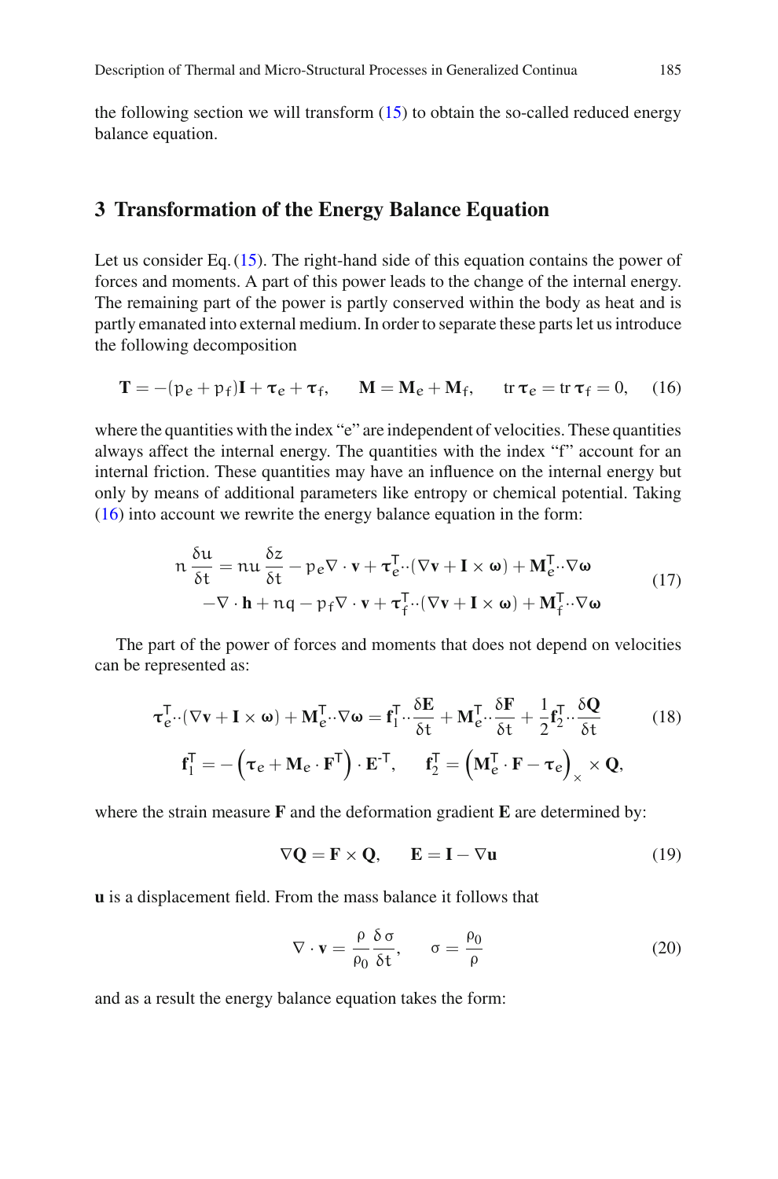the following section we will transform (15) to obtain the so-called reduced energy balance equation.

## 3 Transformation of the Energy Balance Equation

Let us consider Eq. (15). The right-hand side of this equation contains the power of forces and moments. A part of this power leads to the change of the internal energy. The remaining part of the power is partly conserved within the body as heat and is partly emanated into external medium. In order to separate these parts let us introduce the following decomposition

$$\mathbf{T} = -(p_e + p_f)\mathbf{I} + \boldsymbol{\tau}_e + \boldsymbol{\tau}_f, \qquad \mathbf{M} = \mathbf{M}_e + \mathbf{M}_f, \qquad \operatorname{tr}\boldsymbol{\tau}_e = \operatorname{tr}\boldsymbol{\tau}_f = 0, \tag{16}$$

where the quantities with the index "e" are independent of velocities. These quantities always affect the internal energy. The quantities with the index "f" account for an internal friction. These quantities may have an influence on the internal energy but only by means of additional parameters like entropy or chemical potential. Taking (16) into account we rewrite the energy balance equation in the form:

$$\begin{aligned} n\,\frac{\delta u}{\delta t} &= nu\,\frac{\delta z}{\delta t} - p_e\nabla\cdot\mathbf{v} + \boldsymbol{\tau}_e^{\mathsf{T}}\cdot\cdot(\nabla\mathbf{v} + \mathbf{I}\times\boldsymbol{\omega}) + \mathbf{M}_e^{\mathsf{T}}\cdot\cdot\nabla\boldsymbol{\omega} \\ &\quad -\nabla\cdot\mathbf{h} + nq - p_f\nabla\cdot\mathbf{v} + \boldsymbol{\tau}_f^{\mathsf{T}}\cdot\cdot(\nabla\mathbf{v} + \mathbf{I}\times\boldsymbol{\omega}) + \mathbf{M}_f^{\mathsf{T}}\cdot\cdot\nabla\boldsymbol{\omega} \end{aligned} \tag{17}$$

The part of the power of forces and moments that does not depend on velocities can be represented as:

$$\begin{aligned} \boldsymbol{\tau}_e^{\mathsf{T}}\cdot\cdot(\nabla\mathbf{v} + \mathbf{I}\times\boldsymbol{\omega}) + \mathbf{M}_e^{\mathsf{T}}\cdot\cdot\nabla\boldsymbol{\omega} &= \mathbf{f}_1^{\mathsf{T}}\cdot\cdot\frac{\delta\mathbf{E}}{\delta t} + \mathbf{M}_e^{\mathsf{T}}\cdot\cdot\frac{\delta\mathbf{F}}{\delta t} + \frac{1}{2}\mathbf{f}_2^{\mathsf{T}}\cdot\cdot\frac{\delta\mathbf{Q}}{\delta t} \\ \mathbf{f}_1^{\mathsf{T}} = -\left(\boldsymbol{\tau}_e + \mathbf{M}_e\cdot\mathbf{F}^{\mathsf{T}}\right)\cdot\mathbf{E}^{-\mathsf{T}}, &\qquad \mathbf{f}_2^{\mathsf{T}} = \left(\mathbf{M}_e^{\mathsf{T}}\cdot\mathbf{F} - \boldsymbol{\tau}_e\right)_{\times}\times\mathbf{Q}, \end{aligned} \tag{18}$$

where the strain measure $\mathbf{F}$ and the deformation gradient $\mathbf{E}$ are determined by:

$$\nabla\mathbf{Q} = \mathbf{F}\times\mathbf{Q}, \qquad \mathbf{E} = \mathbf{I} - \nabla\mathbf{u} \tag{19}$$

$\mathbf{u}$ is a displacement field. From the mass balance it follows that

$$\nabla\cdot\mathbf{v} = \frac{\rho}{\rho_0}\frac{\delta\,\sigma}{\delta t}, \qquad \sigma = \frac{\rho_0}{\rho} \tag{20}$$

and as a result the energy balance equation takes the form: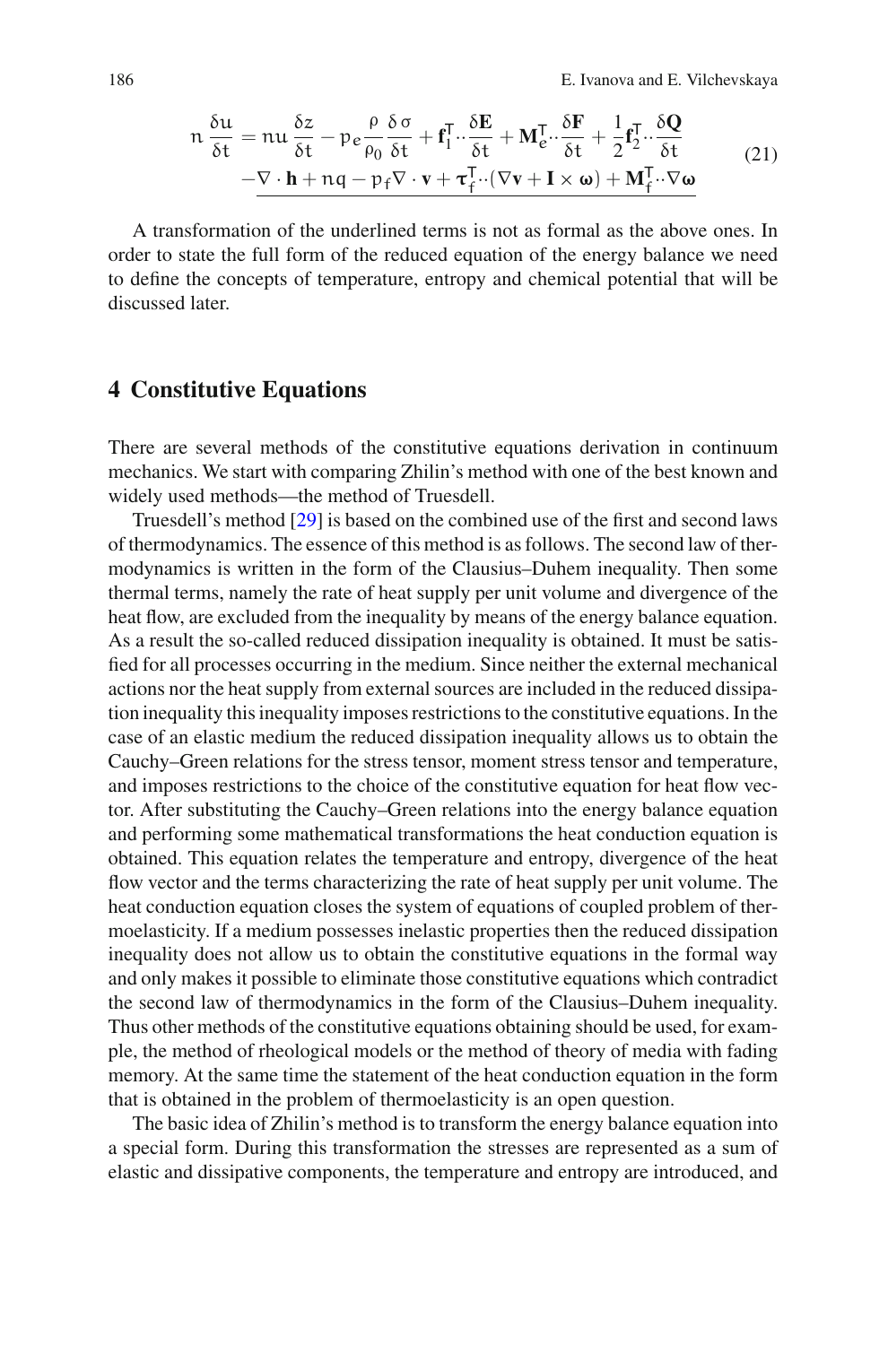$$
\begin{aligned}
n\,\frac{\delta u}{\delta t} = n u\,\frac{\delta z}{\delta t} - p_e \frac{\rho}{\rho_0}\frac{\delta\,\sigma}{\delta t} + \mathbf{f}_1^{\mathsf{T}} \cdot\cdot \frac{\delta \mathbf{E}}{\delta t} + \mathbf{M}_e^{\mathsf{T}} \cdot\cdot \frac{\delta \mathbf{F}}{\delta t} + \frac{1}{2}\mathbf{f}_2^{\mathsf{T}} \cdot\cdot \frac{\delta \mathbf{Q}}{\delta t} \\
\underline{-\nabla \cdot \mathbf{h} + n q - p_f \nabla \cdot \mathbf{v} + \boldsymbol{\tau}_f^{\mathsf{T}} \cdot\cdot (\nabla \mathbf{v} + \mathbf{I} \times \boldsymbol{\omega}) + \mathbf{M}_f^{\mathsf{T}} \cdot\cdot \nabla \boldsymbol{\omega}}
\end{aligned}
\tag{21}
$$

A transformation of the underlined terms is not as formal as the above ones. In order to state the full form of the reduced equation of the energy balance we need to define the concepts of temperature, entropy and chemical potential that will be discussed later.

## 4 Constitutive Equations

There are several methods of the constitutive equations derivation in continuum mechanics. We start with comparing Zhilin's method with one of the best known and widely used methods—the method of Truesdell.

Truesdell's method [29] is based on the combined use of the first and second laws of thermodynamics. The essence of this method is as follows. The second law of thermodynamics is written in the form of the Clausius–Duhem inequality. Then some thermal terms, namely the rate of heat supply per unit volume and divergence of the heat flow, are excluded from the inequality by means of the energy balance equation. As a result the so-called reduced dissipation inequality is obtained. It must be satisfied for all processes occurring in the medium. Since neither the external mechanical actions nor the heat supply from external sources are included in the reduced dissipation inequality this inequality imposes restrictions to the constitutive equations. In the case of an elastic medium the reduced dissipation inequality allows us to obtain the Cauchy–Green relations for the stress tensor, moment stress tensor and temperature, and imposes restrictions to the choice of the constitutive equation for heat flow vector. After substituting the Cauchy–Green relations into the energy balance equation and performing some mathematical transformations the heat conduction equation is obtained. This equation relates the temperature and entropy, divergence of the heat flow vector and the terms characterizing the rate of heat supply per unit volume. The heat conduction equation closes the system of equations of coupled problem of thermoelasticity. If a medium possesses inelastic properties then the reduced dissipation inequality does not allow us to obtain the constitutive equations in the formal way and only makes it possible to eliminate those constitutive equations which contradict the second law of thermodynamics in the form of the Clausius–Duhem inequality. Thus other methods of the constitutive equations obtaining should be used, for example, the method of rheological models or the method of theory of media with fading memory. At the same time the statement of the heat conduction equation in the form that is obtained in the problem of thermoelasticity is an open question.

The basic idea of Zhilin's method is to transform the energy balance equation into a special form. During this transformation the stresses are represented as a sum of elastic and dissipative components, the temperature and entropy are introduced, and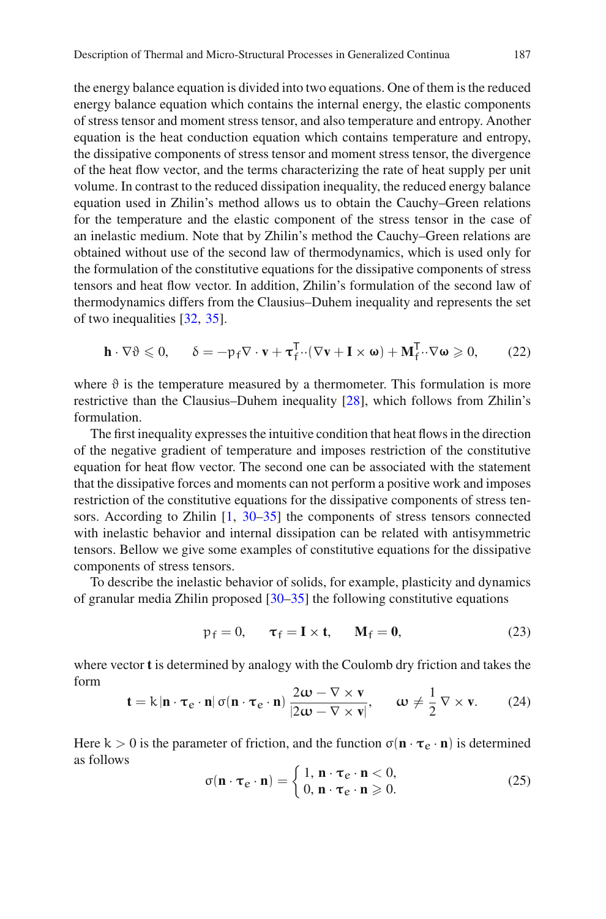the energy balance equation is divided into two equations. One of them is the reduced energy balance equation which contains the internal energy, the elastic components of stress tensor and moment stress tensor, and also temperature and entropy. Another equation is the heat conduction equation which contains temperature and entropy, the dissipative components of stress tensor and moment stress tensor, the divergence of the heat flow vector, and the terms characterizing the rate of heat supply per unit volume. In contrast to the reduced dissipation inequality, the reduced energy balance equation used in Zhilin's method allows us to obtain the Cauchy–Green relations for the temperature and the elastic component of the stress tensor in the case of an inelastic medium. Note that by Zhilin's method the Cauchy–Green relations are obtained without use of the second law of thermodynamics, which is used only for the formulation of the constitutive equations for the dissipative components of stress tensors and heat flow vector. In addition, Zhilin's formulation of the second law of thermodynamics differs from the Clausius–Duhem inequality and represents the set of two inequalities [32, 35].

$$\mathbf{h} \cdot \nabla \vartheta \leqslant 0, \qquad \delta = -p_f \nabla \cdot \mathbf{v} + \boldsymbol{\tau}_f^{\mathsf{T}} \cdot\cdot (\nabla \mathbf{v} + \mathbf{I} \times \boldsymbol{\omega}) + \mathbf{M}_f^{\mathsf{T}} \cdot\cdot \nabla \boldsymbol{\omega} \geqslant 0, \tag{22}$$

where $\vartheta$ is the temperature measured by a thermometer. This formulation is more restrictive than the Clausius–Duhem inequality [28], which follows from Zhilin's formulation.

The first inequality expresses the intuitive condition that heat flows in the direction of the negative gradient of temperature and imposes restriction of the constitutive equation for heat flow vector. The second one can be associated with the statement that the dissipative forces and moments can not perform a positive work and imposes restriction of the constitutive equations for the dissipative components of stress tensors. According to Zhilin [1, 30–35] the components of stress tensors connected with inelastic behavior and internal dissipation can be related with antisymmetric tensors. Bellow we give some examples of constitutive equations for the dissipative components of stress tensors.

To describe the inelastic behavior of solids, for example, plasticity and dynamics of granular media Zhilin proposed [30–35] the following constitutive equations

$$p_f = 0, \qquad \boldsymbol{\tau}_f = \mathbf{I} \times \mathbf{t}, \qquad \mathbf{M}_f = \mathbf{0}, \tag{23}$$

where vector $\mathbf{t}$ is determined by analogy with the Coulomb dry friction and takes the form

$$\mathbf{t} = k\,|\mathbf{n} \cdot \boldsymbol{\tau}_e \cdot \mathbf{n}|\,\sigma(\mathbf{n} \cdot \boldsymbol{\tau}_e \cdot \mathbf{n})\,\frac{2\boldsymbol{\omega} - \nabla \times \mathbf{v}}{|2\boldsymbol{\omega} - \nabla \times \mathbf{v}|}, \qquad \boldsymbol{\omega} \neq \frac{1}{2}\,\nabla \times \mathbf{v}. \tag{24}$$

Here $k > 0$ is the parameter of friction, and the function $\sigma(\mathbf{n} \cdot \boldsymbol{\tau}_e \cdot \mathbf{n})$ is determined as follows

$$\sigma(\mathbf{n} \cdot \boldsymbol{\tau}_e \cdot \mathbf{n}) = \begin{cases} 1, \ \mathbf{n} \cdot \boldsymbol{\tau}_e \cdot \mathbf{n} < 0, \\ 0, \ \mathbf{n} \cdot \boldsymbol{\tau}_e \cdot \mathbf{n} \geqslant 0. \end{cases} \tag{25}$$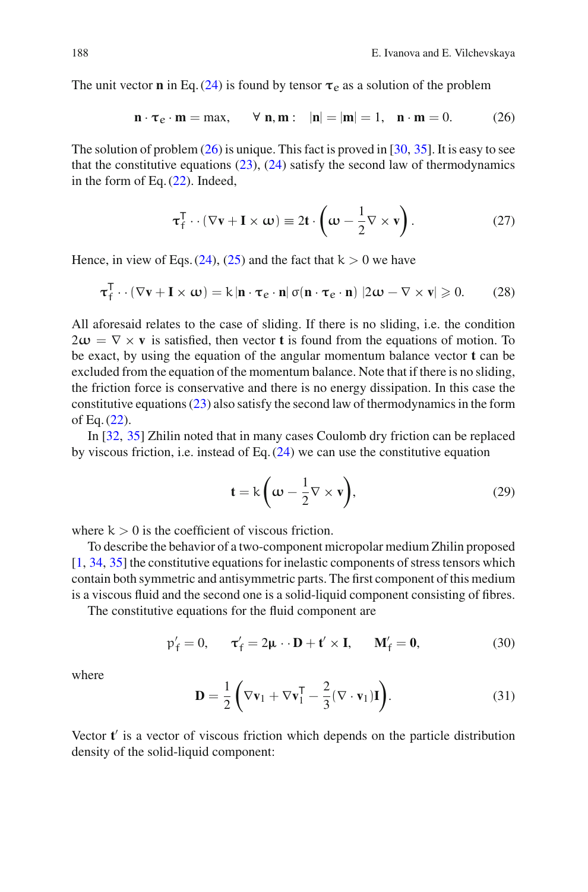The unit vector $\mathbf{n}$ in Eq. (24) is found by tensor $\boldsymbol{\tau}_e$ as a solution of the problem

$$\mathbf{n} \cdot \boldsymbol{\tau}_e \cdot \mathbf{m} = \max, \qquad \forall\ \mathbf{n}, \mathbf{m}: \quad |\mathbf{n}| = |\mathbf{m}| = 1, \quad \mathbf{n} \cdot \mathbf{m} = 0. \tag{26}$$

The solution of problem (26) is unique. This fact is proved in [30, 35]. It is easy to see that the constitutive equations (23), (24) satisfy the second law of thermodynamics in the form of Eq. (22). Indeed,

$$\boldsymbol{\tau}_f^{\mathsf{T}} \cdot\cdot (\nabla \mathbf{v} + \mathbf{I} \times \boldsymbol{\omega}) \equiv 2\mathbf{t} \cdot \left(\boldsymbol{\omega} - \frac{1}{2}\nabla \times \mathbf{v}\right). \tag{27}$$

Hence, in view of Eqs. (24), (25) and the fact that $\mathrm{k} > 0$ we have

$$\boldsymbol{\tau}_f^{\mathsf{T}} \cdot\cdot (\nabla \mathbf{v} + \mathbf{I} \times \boldsymbol{\omega}) = \mathrm{k}\, |\mathbf{n} \cdot \boldsymbol{\tau}_e \cdot \mathbf{n}|\, \sigma(\mathbf{n} \cdot \boldsymbol{\tau}_e \cdot \mathbf{n})\, |2\boldsymbol{\omega} - \nabla \times \mathbf{v}| \geqslant 0. \tag{28}$$

All aforesaid relates to the case of sliding. If there is no sliding, i.e. the condition $2\boldsymbol{\omega} = \nabla \times \mathbf{v}$ is satisfied, then vector $\mathbf{t}$ is found from the equations of motion. To be exact, by using the equation of the angular momentum balance vector $\mathbf{t}$ can be excluded from the equation of the momentum balance. Note that if there is no sliding, the friction force is conservative and there is no energy dissipation. In this case the constitutive equations (23) also satisfy the second law of thermodynamics in the form of Eq. (22).

In [32, 35] Zhilin noted that in many cases Coulomb dry friction can be replaced by viscous friction, i.e. instead of Eq. (24) we can use the constitutive equation

$$\mathbf{t} = \mathrm{k}\left(\boldsymbol{\omega} - \frac{1}{2}\nabla \times \mathbf{v}\right), \tag{29}$$

where $\mathrm{k} > 0$ is the coefficient of viscous friction.

To describe the behavior of a two-component micropolar medium Zhilin proposed [1, 34, 35] the constitutive equations for inelastic components of stress tensors which contain both symmetric and antisymmetric parts. The first component of this medium is a viscous fluid and the second one is a solid-liquid component consisting of fibres.

The constitutive equations for the fluid component are

$$\mathrm{p}'_f = 0, \qquad \boldsymbol{\tau}'_f = 2\boldsymbol{\mu} \cdot\cdot \mathbf{D} + \mathbf{t}' \times \mathbf{I}, \qquad \mathbf{M}'_f = \mathbf{0}, \tag{30}$$

where

$$\mathbf{D} = \frac{1}{2}\left(\nabla \mathbf{v}_1 + \nabla \mathbf{v}_1^{\mathsf{T}} - \frac{2}{3}(\nabla \cdot \mathbf{v}_1)\mathbf{I}\right). \tag{31}$$

Vector $\mathbf{t}'$ is a vector of viscous friction which depends on the particle distribution density of the solid-liquid component: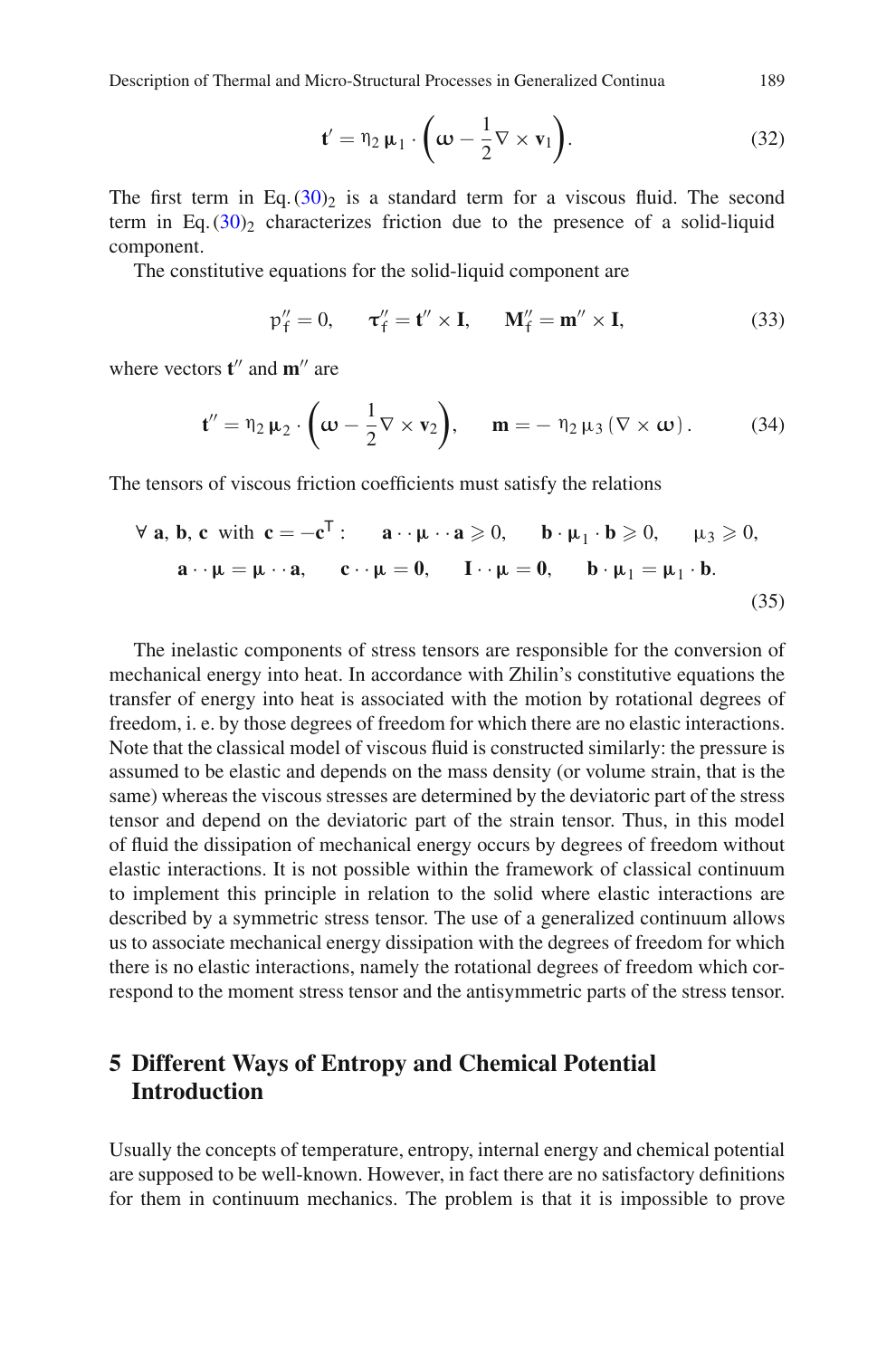$$\mathbf{t}' = \eta_2\, \boldsymbol{\mu}_1 \cdot \left(\boldsymbol{\omega} - \frac{1}{2}\nabla \times \mathbf{v}_1\right). \tag{32}$$

The first term in Eq. $(30)_2$ is a standard term for a viscous fluid. The second term in Eq. $(30)_2$ characterizes friction due to the presence of a solid-liquid component.

The constitutive equations for the solid-liquid component are

$$\mathrm{p}''_{\mathrm{f}} = 0, \qquad \boldsymbol{\tau}''_{\mathrm{f}} = \mathbf{t}'' \times \mathbf{I}, \qquad \mathbf{M}''_{\mathrm{f}} = \mathbf{m}'' \times \mathbf{I}, \tag{33}$$

where vectors $\mathbf{t}''$ and $\mathbf{m}''$ are

$$\mathbf{t}'' = \eta_2\, \boldsymbol{\mu}_2 \cdot \left(\boldsymbol{\omega} - \frac{1}{2}\nabla \times \mathbf{v}_2\right), \qquad \mathbf{m} = -\, \eta_2\, \mu_3\, (\nabla \times \boldsymbol{\omega})\,. \tag{34}$$

The tensors of viscous friction coefficients must satisfy the relations

$$\begin{gathered}\forall\ \mathbf{a}, \mathbf{b}, \mathbf{c}\ \text{ with }\ \mathbf{c} = -\mathbf{c}^{\mathsf{T}}: \qquad \mathbf{a} \cdot\cdot\, \boldsymbol{\mu} \cdot\cdot\, \mathbf{a} \geqslant 0, \qquad \mathbf{b} \cdot \boldsymbol{\mu}_1 \cdot \mathbf{b} \geqslant 0, \qquad \mu_3 \geqslant 0, \\ \mathbf{a} \cdot\cdot\, \boldsymbol{\mu} = \boldsymbol{\mu} \cdot\cdot\, \mathbf{a}, \qquad \mathbf{c} \cdot\cdot\, \boldsymbol{\mu} = \mathbf{0}, \qquad \mathbf{I} \cdot\cdot\, \boldsymbol{\mu} = \mathbf{0}, \qquad \mathbf{b} \cdot \boldsymbol{\mu}_1 = \boldsymbol{\mu}_1 \cdot \mathbf{b}.\end{gathered} \tag{35}$$

The inelastic components of stress tensors are responsible for the conversion of mechanical energy into heat. In accordance with Zhilin's constitutive equations the transfer of energy into heat is associated with the motion by rotational degrees of freedom, i. e. by those degrees of freedom for which there are no elastic interactions. Note that the classical model of viscous fluid is constructed similarly: the pressure is assumed to be elastic and depends on the mass density (or volume strain, that is the same) whereas the viscous stresses are determined by the deviatoric part of the stress tensor and depend on the deviatoric part of the strain tensor. Thus, in this model of fluid the dissipation of mechanical energy occurs by degrees of freedom without elastic interactions. It is not possible within the framework of classical continuum to implement this principle in relation to the solid where elastic interactions are described by a symmetric stress tensor. The use of a generalized continuum allows us to associate mechanical energy dissipation with the degrees of freedom for which there is no elastic interactions, namely the rotational degrees of freedom which correspond to the moment stress tensor and the antisymmetric parts of the stress tensor.

## 5 Different Ways of Entropy and Chemical Potential Introduction

Usually the concepts of temperature, entropy, internal energy and chemical potential are supposed to be well-known. However, in fact there are no satisfactory definitions for them in continuum mechanics. The problem is that it is impossible to prove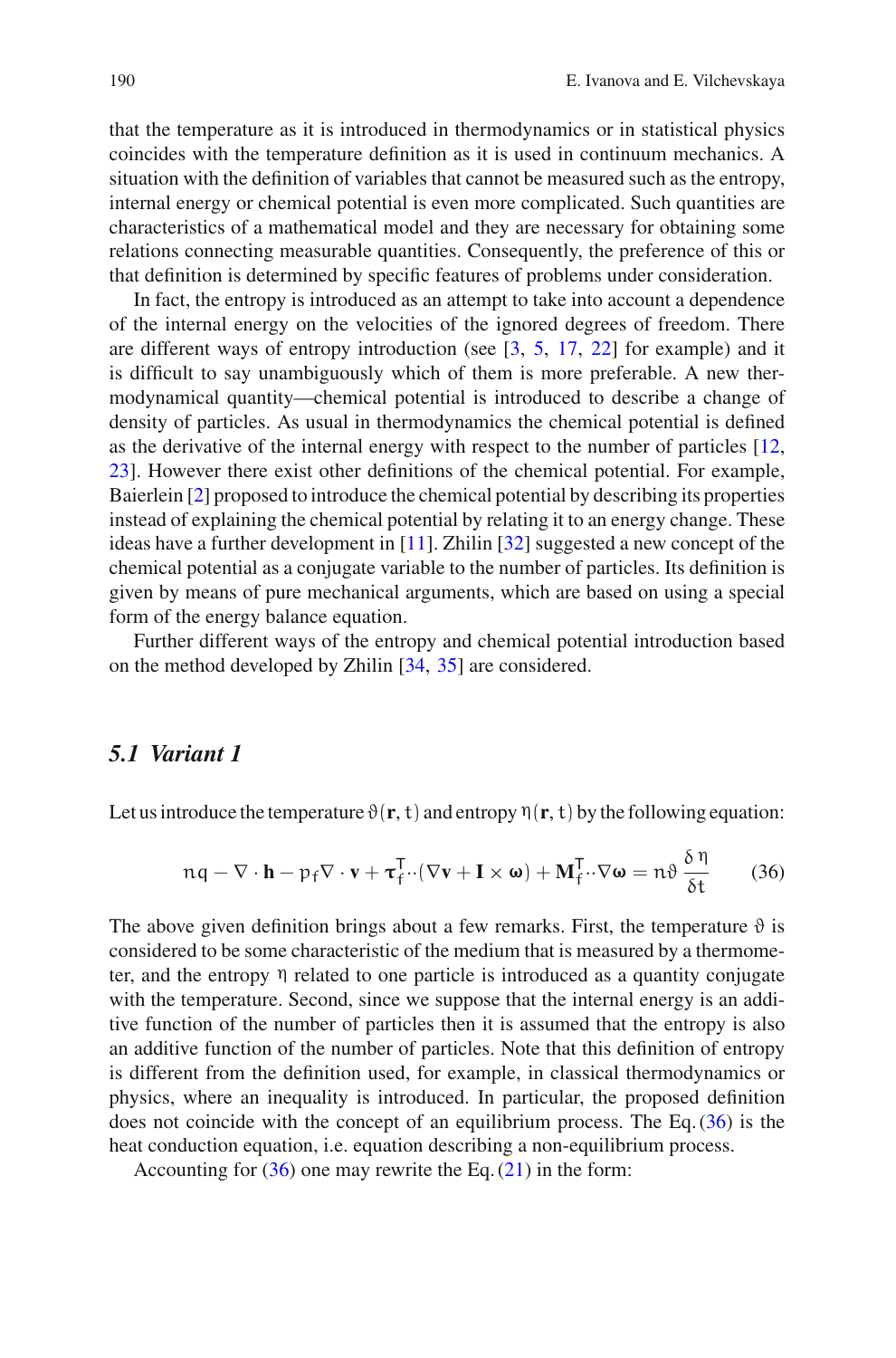that the temperature as it is introduced in thermodynamics or in statistical physics coincides with the temperature definition as it is used in continuum mechanics. A situation with the definition of variables that cannot be measured such as the entropy, internal energy or chemical potential is even more complicated. Such quantities are characteristics of a mathematical model and they are necessary for obtaining some relations connecting measurable quantities. Consequently, the preference of this or that definition is determined by specific features of problems under consideration.

In fact, the entropy is introduced as an attempt to take into account a dependence of the internal energy on the velocities of the ignored degrees of freedom. There are different ways of entropy introduction (see [3, 5, 17, 22] for example) and it is difficult to say unambiguously which of them is more preferable. A new thermodynamical quantity—chemical potential is introduced to describe a change of density of particles. As usual in thermodynamics the chemical potential is defined as the derivative of the internal energy with respect to the number of particles [12, 23]. However there exist other definitions of the chemical potential. For example, Baierlein [2] proposed to introduce the chemical potential by describing its properties instead of explaining the chemical potential by relating it to an energy change. These ideas have a further development in [11]. Zhilin [32] suggested a new concept of the chemical potential as a conjugate variable to the number of particles. Its definition is given by means of pure mechanical arguments, which are based on using a special form of the energy balance equation.

Further different ways of the entropy and chemical potential introduction based on the method developed by Zhilin [34, 35] are considered.

## *5.1 Variant 1*

Let us introduce the temperature $\vartheta(\mathbf{r}, t)$ and entropy $\eta(\mathbf{r}, t)$ by the following equation:

$$n q - \nabla \cdot \mathbf{h} - p_f \nabla \cdot \mathbf{v} + \boldsymbol{\tau}_f^{\mathsf{T}} \cdot\cdot (\nabla \mathbf{v} + \mathbf{I} \times \boldsymbol{\omega}) + \mathbf{M}_f^{\mathsf{T}} \cdot\cdot \nabla \boldsymbol{\omega} = n \vartheta \, \frac{\delta \eta}{\delta t} \tag{36}$$

The above given definition brings about a few remarks. First, the temperature $\vartheta$ is considered to be some characteristic of the medium that is measured by a thermometer, and the entropy $\eta$ related to one particle is introduced as a quantity conjugate with the temperature. Second, since we suppose that the internal energy is an additive function of the number of particles then it is assumed that the entropy is also an additive function of the number of particles. Note that this definition of entropy is different from the definition used, for example, in classical thermodynamics or physics, where an inequality is introduced. In particular, the proposed definition does not coincide with the concept of an equilibrium process. The Eq. (36) is the heat conduction equation, i.e. equation describing a non-equilibrium process.

Accounting for (36) one may rewrite the Eq. (21) in the form: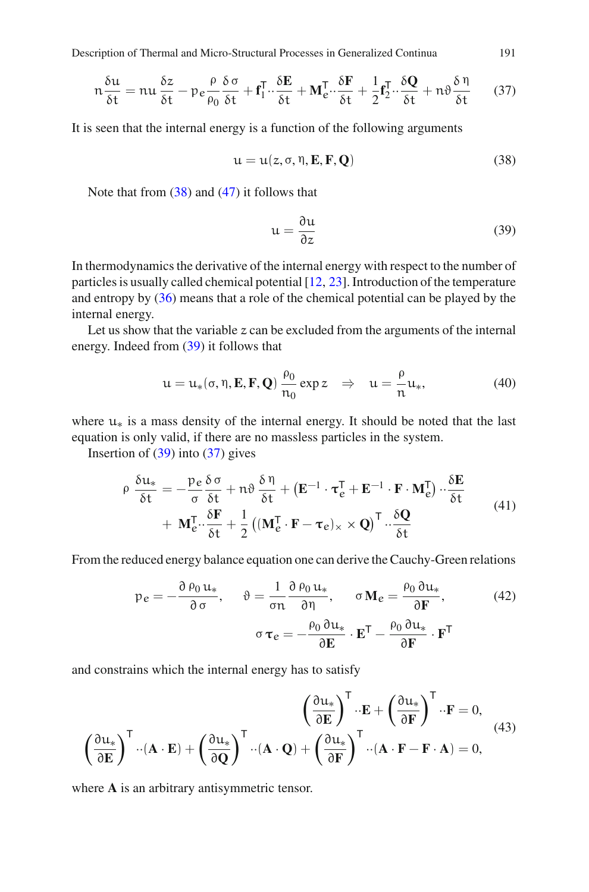$$n\frac{\delta u}{\delta t} = nu\frac{\delta z}{\delta t} - p_e\frac{\rho}{\rho_0}\frac{\delta\sigma}{\delta t} + \mathbf{f}_1^{\mathsf{T}}\cdot\cdot\frac{\delta\mathbf{E}}{\delta t} + \mathbf{M}_e^{\mathsf{T}}\cdot\cdot\frac{\delta\mathbf{F}}{\delta t} + \frac{1}{2}\mathbf{f}_2^{\mathsf{T}}\cdot\cdot\frac{\delta\mathbf{Q}}{\delta t} + n\vartheta\frac{\delta\eta}{\delta t} \tag{37}$$

It is seen that the internal energy is a function of the following arguments

$$u = u(z, \sigma, \eta, \mathbf{E}, \mathbf{F}, \mathbf{Q}) \tag{38}$$

Note that from (38) and (47) it follows that

$$u = \frac{\partial u}{\partial z} \tag{39}$$

In thermodynamics the derivative of the internal energy with respect to the number of particles is usually called chemical potential [12, 23]. Introduction of the temperature and entropy by (36) means that a role of the chemical potential can be played by the internal energy.

Let us show that the variable $z$ can be excluded from the arguments of the internal energy. Indeed from (39) it follows that

$$u = u_*(\sigma, \eta, \mathbf{E}, \mathbf{F}, \mathbf{Q})\,\frac{\rho_0}{n_0}\exp z \quad \Rightarrow \quad u = \frac{\rho}{n}u_*, \tag{40}$$

where $u_*$ is a mass density of the internal energy. It should be noted that the last equation is only valid, if there are no massless particles in the system.

Insertion of (39) into (37) gives

$$\begin{aligned} \rho\,\frac{\delta u_*}{\delta t} &= -\frac{p_e}{\sigma}\frac{\delta\sigma}{\delta t} + n\vartheta\,\frac{\delta\eta}{\delta t} + \left(\mathbf{E}^{-1}\cdot\boldsymbol{\tau}_e^{\mathsf{T}} + \mathbf{E}^{-1}\cdot\mathbf{F}\cdot\mathbf{M}_e^{\mathsf{T}}\right)\cdot\cdot\frac{\delta\mathbf{E}}{\delta t} \\ &+ \mathbf{M}_e^{\mathsf{T}}\cdot\cdot\frac{\delta\mathbf{F}}{\delta t} + \frac{1}{2}\left((\mathbf{M}_e^{\mathsf{T}}\cdot\mathbf{F} - \boldsymbol{\tau}_e)_\times \times \mathbf{Q}\right)^{\mathsf{T}}\cdot\cdot\frac{\delta\mathbf{Q}}{\delta t} \end{aligned} \tag{41}$$

From the reduced energy balance equation one can derive the Cauchy-Green relations

$$\begin{aligned} p_e = -\frac{\partial\,\rho_0\,u_*}{\partial\,\sigma}, \qquad \vartheta = \frac{1}{\sigma n}\frac{\partial\,\rho_0\,u_*}{\partial\eta}, \qquad \sigma\,\mathbf{M}_e = \frac{\rho_0\,\partial u_*}{\partial\mathbf{F}}, \\ \sigma\,\boldsymbol{\tau}_e = -\frac{\rho_0\,\partial u_*}{\partial\mathbf{E}}\cdot\mathbf{E}^{\mathsf{T}} - \frac{\rho_0\,\partial u_*}{\partial\mathbf{F}}\cdot\mathbf{F}^{\mathsf{T}} \end{aligned} \tag{42}$$

and constrains which the internal energy has to satisfy

$$\begin{aligned} \left(\frac{\partial u_*}{\partial\mathbf{E}}\right)^{\mathsf{T}}\cdot\cdot\mathbf{E} + \left(\frac{\partial u_*}{\partial\mathbf{F}}\right)^{\mathsf{T}}\cdot\cdot\mathbf{F} = 0, \\ \left(\frac{\partial u_*}{\partial\mathbf{E}}\right)^{\mathsf{T}}\cdot\cdot(\mathbf{A}\cdot\mathbf{E}) + \left(\frac{\partial u_*}{\partial\mathbf{Q}}\right)^{\mathsf{T}}\cdot\cdot(\mathbf{A}\cdot\mathbf{Q}) + \left(\frac{\partial u_*}{\partial\mathbf{F}}\right)^{\mathsf{T}}\cdot\cdot(\mathbf{A}\cdot\mathbf{F} - \mathbf{F}\cdot\mathbf{A}) = 0, \end{aligned} \tag{43}$$

where $\mathbf{A}$ is an arbitrary antisymmetric tensor.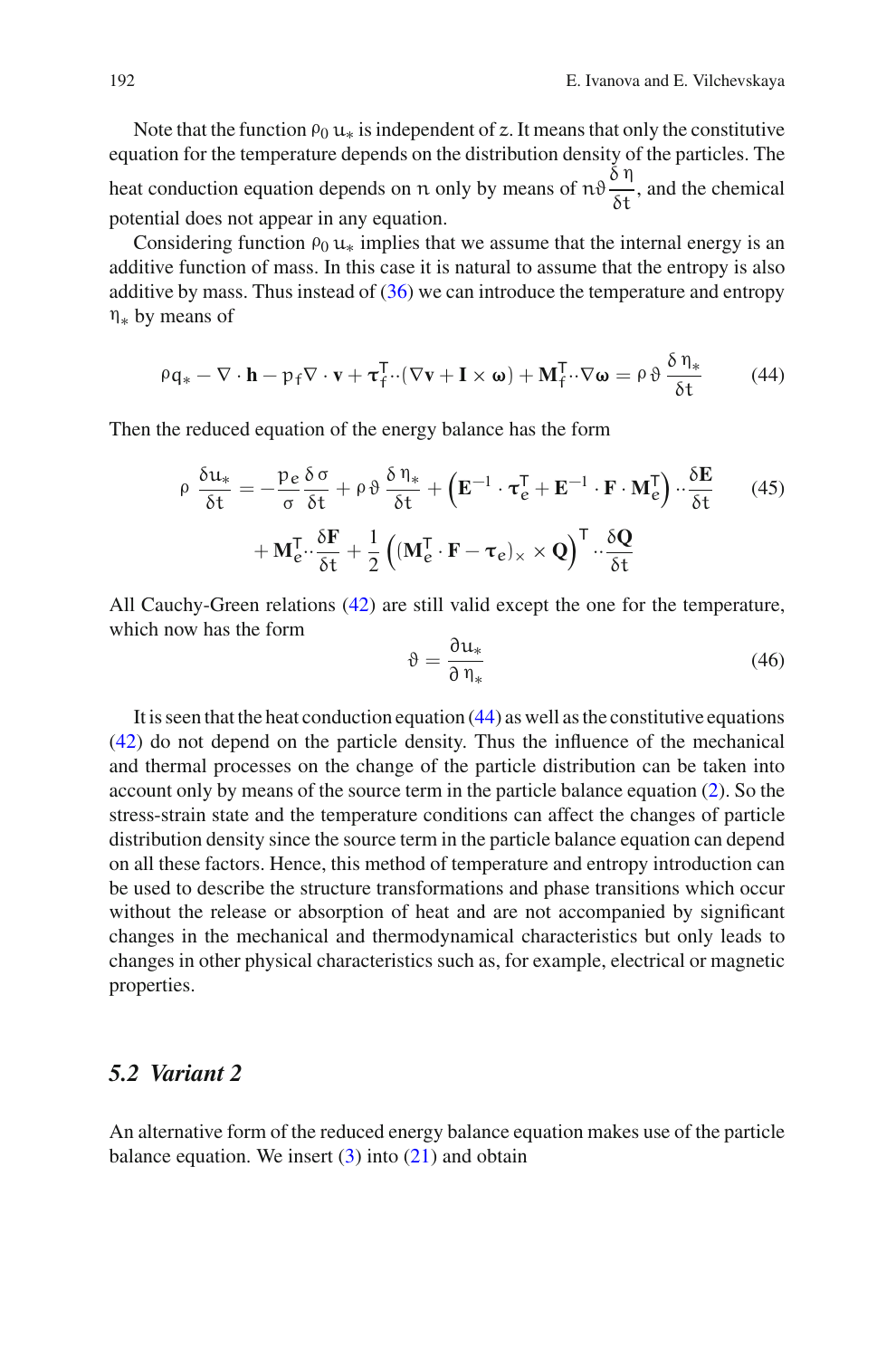Note that the function $\rho_0\, u_*$ is independent of $z$. It means that only the constitutive equation for the temperature depends on the distribution density of the particles. The heat conduction equation depends on $n$ only by means of $n\vartheta \dfrac{\delta\,\eta}{\delta t}$, and the chemical potential does not appear in any equation.

Considering function $\rho_0\, u_*$ implies that we assume that the internal energy is an additive function of mass. In this case it is natural to assume that the entropy is also additive by mass. Thus instead of (36) we can introduce the temperature and entropy $\eta_*$ by means of

$$
\rho q_* - \nabla \cdot \mathbf{h} - p_f \nabla \cdot \mathbf{v} + \boldsymbol{\tau}_f^{\mathsf{T}} \cdot\cdot (\nabla \mathbf{v} + \mathbf{I} \times \boldsymbol{\omega}) + \mathbf{M}_f^{\mathsf{T}} \cdot\cdot \nabla \boldsymbol{\omega} = \rho\, \vartheta\, \frac{\delta\, \eta_*}{\delta t} \tag{44}
$$

Then the reduced equation of the energy balance has the form

$$
\begin{aligned}
\rho\, \frac{\delta u_*}{\delta t} = -\frac{p_e}{\sigma} \frac{\delta\, \sigma}{\delta t} + \rho\, \vartheta\, \frac{\delta\, \eta_*}{\delta t} + \left( \mathbf{E}^{-1} \cdot \boldsymbol{\tau}_e^{\mathsf{T}} + \mathbf{E}^{-1} \cdot \mathbf{F} \cdot \mathbf{M}_e^{\mathsf{T}} \right) \cdot\cdot \frac{\delta \mathbf{E}}{\delta t} \\
+ \mathbf{M}_e^{\mathsf{T}} \cdot\cdot \frac{\delta \mathbf{F}}{\delta t} + \frac{1}{2} \left( (\mathbf{M}_e^{\mathsf{T}} \cdot \mathbf{F} - \boldsymbol{\tau}_e)_\times \times \mathbf{Q} \right)^{\mathsf{T}} \cdot\cdot \frac{\delta \mathbf{Q}}{\delta t}
\end{aligned} \tag{45}
$$

All Cauchy-Green relations (42) are still valid except the one for the temperature, which now has the form

$$
\vartheta = \frac{\partial u_*}{\partial\, \eta_*} \tag{46}
$$

It is seen that the heat conduction equation (44) as well as the constitutive equations (42) do not depend on the particle density. Thus the influence of the mechanical and thermal processes on the change of the particle distribution can be taken into account only by means of the source term in the particle balance equation (2). So the stress-strain state and the temperature conditions can affect the changes of particle distribution density since the source term in the particle balance equation can depend on all these factors. Hence, this method of temperature and entropy introduction can be used to describe the structure transformations and phase transitions which occur without the release or absorption of heat and are not accompanied by significant changes in the mechanical and thermodynamical characteristics but only leads to changes in other physical characteristics such as, for example, electrical or magnetic properties.

### *5.2 Variant 2*

An alternative form of the reduced energy balance equation makes use of the particle balance equation. We insert (3) into (21) and obtain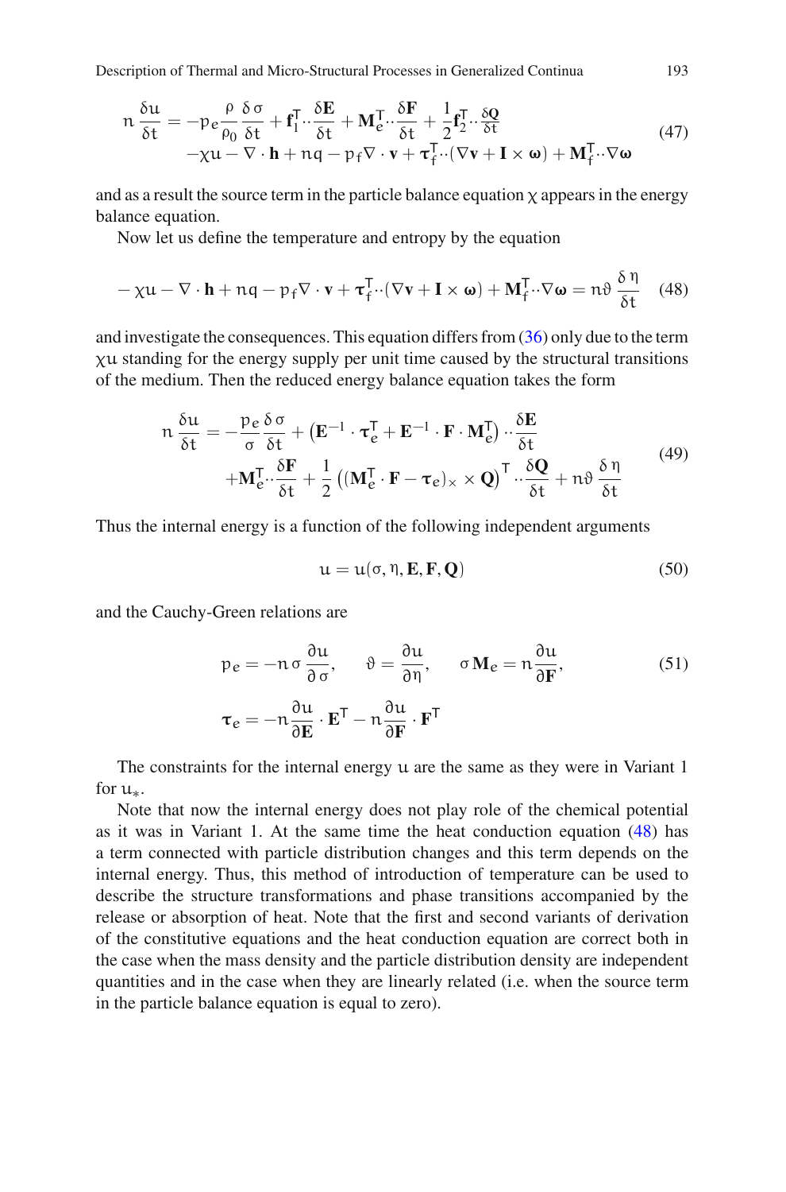$$
\begin{aligned}
n\,\frac{\delta u}{\delta t} = &-p_e\frac{\rho}{\rho_0}\frac{\delta\,\sigma}{\delta t} + \mathbf{f}_1^{\mathsf{T}}\cdot\cdot\frac{\delta\mathbf{E}}{\delta t} + \mathbf{M}_e^{\mathsf{T}}\cdot\cdot\frac{\delta\mathbf{F}}{\delta t} + \frac{1}{2}\mathbf{f}_2^{\mathsf{T}}\cdot\cdot\frac{\delta\mathbf{Q}}{\delta t} \\
&-\chi u - \nabla\cdot\mathbf{h} + nq - p_f\nabla\cdot\mathbf{v} + \boldsymbol{\tau}_f^{\mathsf{T}}\cdot\cdot(\nabla\mathbf{v} + \mathbf{I}\times\boldsymbol{\omega}) + \mathbf{M}_f^{\mathsf{T}}\cdot\cdot\nabla\boldsymbol{\omega}
\end{aligned}
\tag{47}
$$

and as a result the source term in the particle balance equation $\chi$ appears in the energy balance equation.

Now let us define the temperature and entropy by the equation

$$
-\chi u - \nabla\cdot\mathbf{h} + nq - p_f\nabla\cdot\mathbf{v} + \boldsymbol{\tau}_f^{\mathsf{T}}\cdot\cdot(\nabla\mathbf{v} + \mathbf{I}\times\boldsymbol{\omega}) + \mathbf{M}_f^{\mathsf{T}}\cdot\cdot\nabla\boldsymbol{\omega} = n\vartheta\,\frac{\delta\,\eta}{\delta t} \tag{48}
$$

and investigate the consequences. This equation differs from (36) only due to the term $\chi u$ standing for the energy supply per unit time caused by the structural transitions of the medium. Then the reduced energy balance equation takes the form

$$
\begin{aligned}
n\,\frac{\delta u}{\delta t} = &-\frac{p_e}{\sigma}\frac{\delta\,\sigma}{\delta t} + \left(\mathbf{E}^{-1}\cdot\boldsymbol{\tau}_e^{\mathsf{T}} + \mathbf{E}^{-1}\cdot\mathbf{F}\cdot\mathbf{M}_e^{\mathsf{T}}\right)\cdot\cdot\frac{\delta\mathbf{E}}{\delta t} \\
&+\mathbf{M}_e^{\mathsf{T}}\cdot\cdot\frac{\delta\mathbf{F}}{\delta t} + \frac{1}{2}\left((\mathbf{M}_e^{\mathsf{T}}\cdot\mathbf{F} - \boldsymbol{\tau}_e)_\times \times \mathbf{Q}\right)^{\mathsf{T}}\cdot\cdot\frac{\delta\mathbf{Q}}{\delta t} + n\vartheta\,\frac{\delta\,\eta}{\delta t}
\end{aligned}
\tag{49}
$$

Thus the internal energy is a function of the following independent arguments

$$
u = u(\sigma, \eta, \mathbf{E}, \mathbf{F}, \mathbf{Q}) \tag{50}
$$

and the Cauchy-Green relations are

$$
\begin{aligned}
&p_e = -n\,\sigma\,\frac{\partial u}{\partial\,\sigma}, \qquad \vartheta = \frac{\partial u}{\partial\eta}, \qquad \sigma\,\mathbf{M}_e = n\frac{\partial u}{\partial\mathbf{F}}, \\
&\boldsymbol{\tau}_e = -n\frac{\partial u}{\partial\mathbf{E}}\cdot\mathbf{E}^{\mathsf{T}} - n\frac{\partial u}{\partial\mathbf{F}}\cdot\mathbf{F}^{\mathsf{T}}
\end{aligned}
\tag{51}
$$

The constraints for the internal energy $u$ are the same as they were in Variant 1 for $u_*$.

Note that now the internal energy does not play role of the chemical potential as it was in Variant 1. At the same time the heat conduction equation (48) has a term connected with particle distribution changes and this term depends on the internal energy. Thus, this method of introduction of temperature can be used to describe the structure transformations and phase transitions accompanied by the release or absorption of heat. Note that the first and second variants of derivation of the constitutive equations and the heat conduction equation are correct both in the case when the mass density and the particle distribution density are independent quantities and in the case when they are linearly related (i.e. when the source term in the particle balance equation is equal to zero).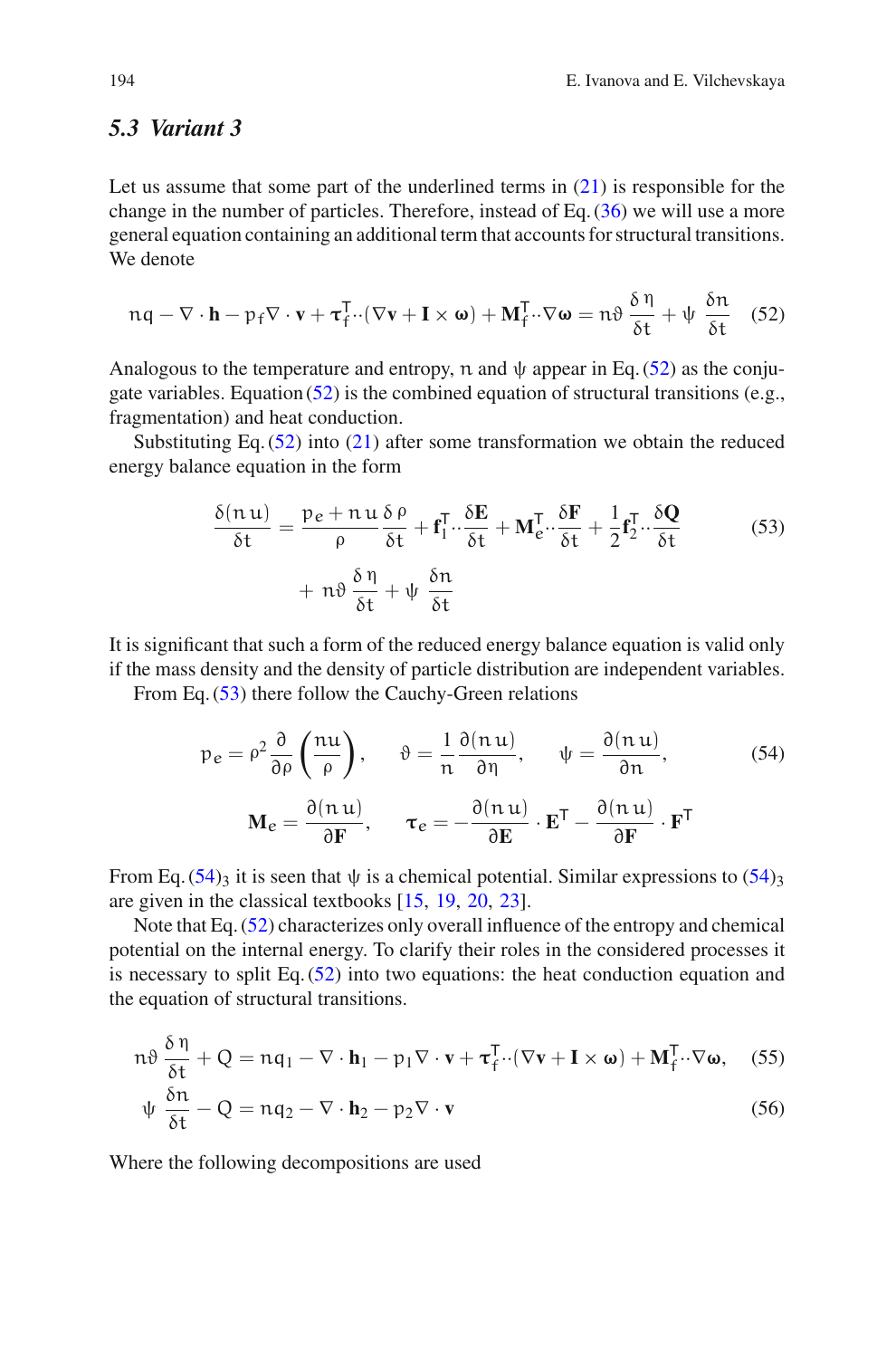### 5.3 Variant 3

Let us assume that some part of the underlined terms in (21) is responsible for the change in the number of particles. Therefore, instead of Eq. (36) we will use a more general equation containing an additional term that accounts for structural transitions. We denote

$$n q - \nabla \cdot \mathbf{h} - p_f \nabla \cdot \mathbf{v} + \boldsymbol{\tau}_f^{\mathsf{T}} \cdot\cdot (\nabla \mathbf{v} + \mathbf{I} \times \boldsymbol{\omega}) + \mathbf{M}_f^{\mathsf{T}} \cdot\cdot \nabla \boldsymbol{\omega} = n \vartheta \frac{\delta \eta}{\delta t} + \psi \frac{\delta n}{\delta t} \tag{52}$$

Analogous to the temperature and entropy, $n$ and $\psi$ appear in Eq. (52) as the conjugate variables. Equation (52) is the combined equation of structural transitions (e.g., fragmentation) and heat conduction.

Substituting Eq. (52) into (21) after some transformation we obtain the reduced energy balance equation in the form

$$\frac{\delta(n u)}{\delta t} = \frac{p_e + n u}{\rho} \frac{\delta \rho}{\delta t} + \mathbf{f}_1^{\mathsf{T}} \cdot\cdot \frac{\delta \mathbf{E}}{\delta t} + \mathbf{M}_e^{\mathsf{T}} \cdot\cdot \frac{\delta \mathbf{F}}{\delta t} + \frac{1}{2} \mathbf{f}_2^{\mathsf{T}} \cdot\cdot \frac{\delta \mathbf{Q}}{\delta t} + n \vartheta \frac{\delta \eta}{\delta t} + \psi \frac{\delta n}{\delta t} \tag{53}$$

It is significant that such a form of the reduced energy balance equation is valid only if the mass density and the density of particle distribution are independent variables.

From Eq. (53) there follow the Cauchy-Green relations

$$p_e = \rho^2 \frac{\partial}{\partial \rho} \left( \frac{n u}{\rho} \right), \qquad \vartheta = \frac{1}{n} \frac{\partial (n u)}{\partial \eta}, \qquad \psi = \frac{\partial (n u)}{\partial n},$$
$$\mathbf{M}_e = \frac{\partial (n u)}{\partial \mathbf{F}}, \qquad \boldsymbol{\tau}_e = -\frac{\partial (n u)}{\partial \mathbf{E}} \cdot \mathbf{E}^{\mathsf{T}} - \frac{\partial (n u)}{\partial \mathbf{F}} \cdot \mathbf{F}^{\mathsf{T}} \tag{54}$$

From Eq. $(54)_3$ it is seen that $\psi$ is a chemical potential. Similar expressions to $(54)_3$ are given in the classical textbooks [15, 19, 20, 23].

Note that Eq. (52) characterizes only overall influence of the entropy and chemical potential on the internal energy. To clarify their roles in the considered processes it is necessary to split Eq. (52) into two equations: the heat conduction equation and the equation of structural transitions.

$$n \vartheta \frac{\delta \eta}{\delta t} + Q = n q_1 - \nabla \cdot \mathbf{h}_1 - p_1 \nabla \cdot \mathbf{v} + \boldsymbol{\tau}_f^{\mathsf{T}} \cdot\cdot (\nabla \mathbf{v} + \mathbf{I} \times \boldsymbol{\omega}) + \mathbf{M}_f^{\mathsf{T}} \cdot\cdot \nabla \boldsymbol{\omega}, \tag{55}$$

$$\psi \frac{\delta n}{\delta t} - Q = n q_2 - \nabla \cdot \mathbf{h}_2 - p_2 \nabla \cdot \mathbf{v} \tag{56}$$

Where the following decompositions are used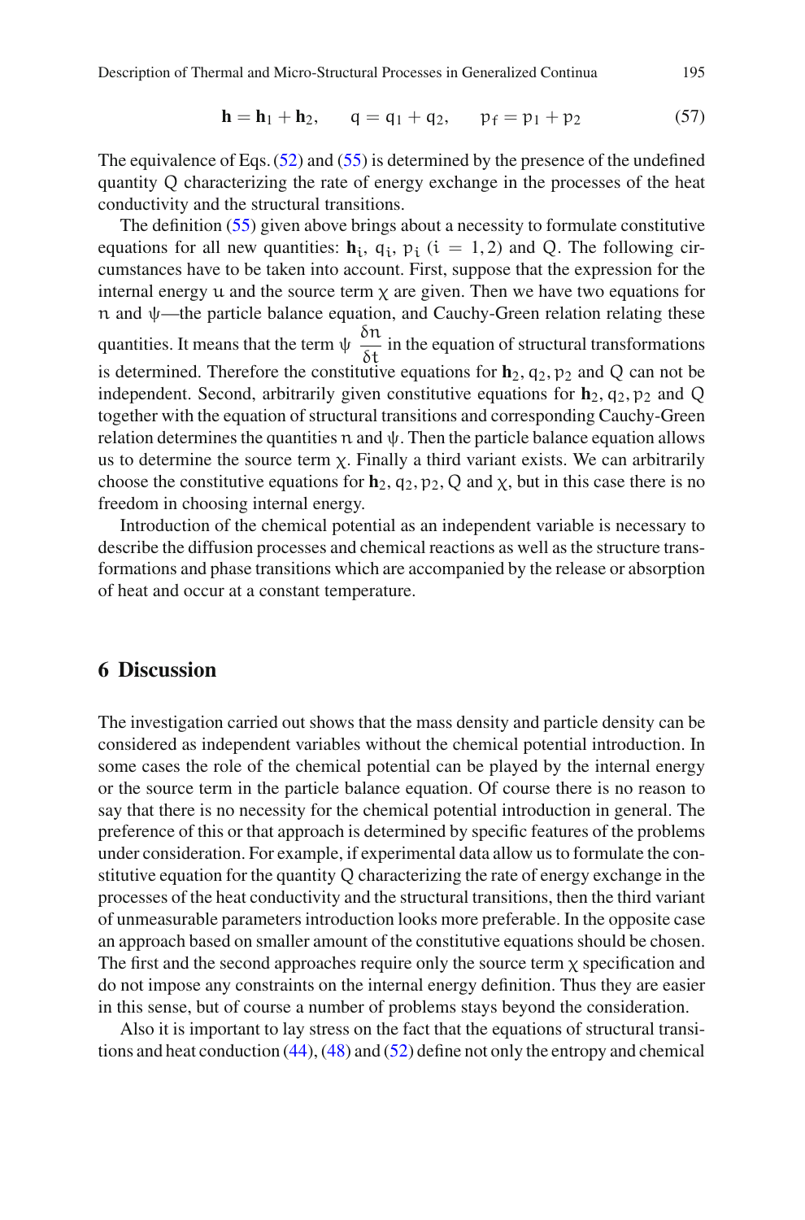$$\mathbf{h} = \mathbf{h}_1 + \mathbf{h}_2, \qquad q = q_1 + q_2, \qquad p_f = p_1 + p_2 \tag{57}$$

The equivalence of Eqs. (52) and (55) is determined by the presence of the undefined quantity Q characterizing the rate of energy exchange in the processes of the heat conductivity and the structural transitions.

The definition (55) given above brings about a necessity to formulate constitutive equations for all new quantities: $\mathbf{h}_i$, $q_i$, $p_i$ $(i = 1, 2)$ and Q. The following circumstances have to be taken into account. First, suppose that the expression for the internal energy $u$ and the source term $\chi$ are given. Then we have two equations for $n$ and $\psi$—the particle balance equation, and Cauchy-Green relation relating these quantities. It means that the term $\psi \dfrac{\delta n}{\delta t}$ in the equation of structural transformations is determined. Therefore the constitutive equations for $\mathbf{h}_2, q_2, p_2$ and Q can not be independent. Second, arbitrarily given constitutive equations for $\mathbf{h}_2, q_2, p_2$ and Q together with the equation of structural transitions and corresponding Cauchy-Green relation determines the quantities $n$ and $\psi$. Then the particle balance equation allows us to determine the source term $\chi$. Finally a third variant exists. We can arbitrarily choose the constitutive equations for $\mathbf{h}_2, q_2, p_2$, Q and $\chi$, but in this case there is no freedom in choosing internal energy.

Introduction of the chemical potential as an independent variable is necessary to describe the diffusion processes and chemical reactions as well as the structure transformations and phase transitions which are accompanied by the release or absorption of heat and occur at a constant temperature.

## 6 Discussion

The investigation carried out shows that the mass density and particle density can be considered as independent variables without the chemical potential introduction. In some cases the role of the chemical potential can be played by the internal energy or the source term in the particle balance equation. Of course there is no reason to say that there is no necessity for the chemical potential introduction in general. The preference of this or that approach is determined by specific features of the problems under consideration. For example, if experimental data allow us to formulate the constitutive equation for the quantity Q characterizing the rate of energy exchange in the processes of the heat conductivity and the structural transitions, then the third variant of unmeasurable parameters introduction looks more preferable. In the opposite case an approach based on smaller amount of the constitutive equations should be chosen. The first and the second approaches require only the source term $\chi$ specification and do not impose any constraints on the internal energy definition. Thus they are easier in this sense, but of course a number of problems stays beyond the consideration.

Also it is important to lay stress on the fact that the equations of structural transitions and heat conduction (44), (48) and (52) define not only the entropy and chemical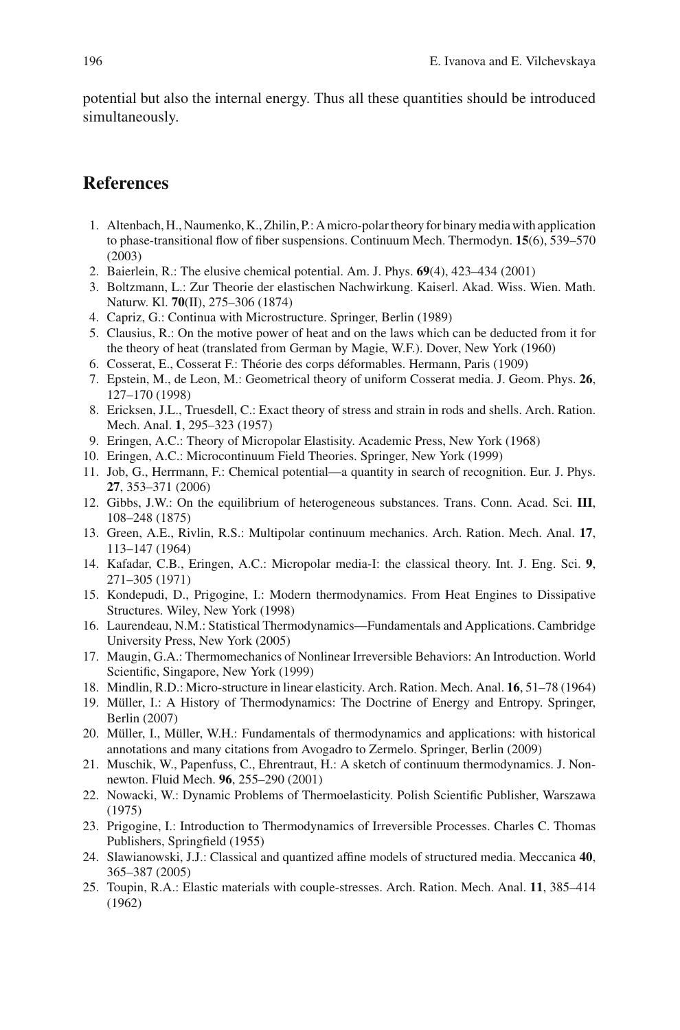potential but also the internal energy. Thus all these quantities should be introduced simultaneously.

## References

1. Altenbach, H., Naumenko, K., Zhilin, P.: A micro-polar theory for binary media with application to phase-transitional flow of fiber suspensions. Continuum Mech. Thermodyn. **15**(6), 539–570 (2003)
2. Baierlein, R.: The elusive chemical potential. Am. J. Phys. **69**(4), 423–434 (2001)
3. Boltzmann, L.: Zur Theorie der elastischen Nachwirkung. Kaiserl. Akad. Wiss. Wien. Math. Naturw. Kl. **70**(II), 275–306 (1874)
4. Capriz, G.: Continua with Microstructure. Springer, Berlin (1989)
5. Clausius, R.: On the motive power of heat and on the laws which can be deducted from it for the theory of heat (translated from German by Magie, W.F.). Dover, New York (1960)
6. Cosserat, E., Cosserat F.: Théorie des corps déformables. Hermann, Paris (1909)
7. Epstein, M., de Leon, M.: Geometrical theory of uniform Cosserat media. J. Geom. Phys. **26**, 127–170 (1998)
8. Ericksen, J.L., Truesdell, C.: Exact theory of stress and strain in rods and shells. Arch. Ration. Mech. Anal. **1**, 295–323 (1957)
9. Eringen, A.C.: Theory of Micropolar Elastisity. Academic Press, New York (1968)
10. Eringen, A.C.: Microcontinuum Field Theories. Springer, New York (1999)
11. Job, G., Herrmann, F.: Chemical potential—a quantity in search of recognition. Eur. J. Phys. **27**, 353–371 (2006)
12. Gibbs, J.W.: On the equilibrium of heterogeneous substances. Trans. Conn. Acad. Sci. **III**, 108–248 (1875)
13. Green, A.E., Rivlin, R.S.: Multipolar continuum mechanics. Arch. Ration. Mech. Anal. **17**, 113–147 (1964)
14. Kafadar, C.B., Eringen, A.C.: Micropolar media-I: the classical theory. Int. J. Eng. Sci. **9**, 271–305 (1971)
15. Kondepudi, D., Prigogine, I.: Modern thermodynamics. From Heat Engines to Dissipative Structures. Wiley, New York (1998)
16. Laurendeau, N.M.: Statistical Thermodynamics—Fundamentals and Applications. Cambridge University Press, New York (2005)
17. Maugin, G.A.: Thermomechanics of Nonlinear Irreversible Behaviors: An Introduction. World Scientific, Singapore, New York (1999)
18. Mindlin, R.D.: Micro-structure in linear elasticity. Arch. Ration. Mech. Anal. **16**, 51–78 (1964)
19. Müller, I.: A History of Thermodynamics: The Doctrine of Energy and Entropy. Springer, Berlin (2007)
20. Müller, I., Müller, W.H.: Fundamentals of thermodynamics and applications: with historical annotations and many citations from Avogadro to Zermelo. Springer, Berlin (2009)
21. Muschik, W., Papenfuss, C., Ehrentraut, H.: A sketch of continuum thermodynamics. J. Non-newton. Fluid Mech. **96**, 255–290 (2001)
22. Nowacki, W.: Dynamic Problems of Thermoelasticity. Polish Scientific Publisher, Warszawa (1975)
23. Prigogine, I.: Introduction to Thermodynamics of Irreversible Processes. Charles C. Thomas Publishers, Springfield (1955)
24. Slawianowski, J.J.: Classical and quantized affine models of structured media. Meccanica **40**, 365–387 (2005)
25. Toupin, R.A.: Elastic materials with couple-stresses. Arch. Ration. Mech. Anal. **11**, 385–414 (1962)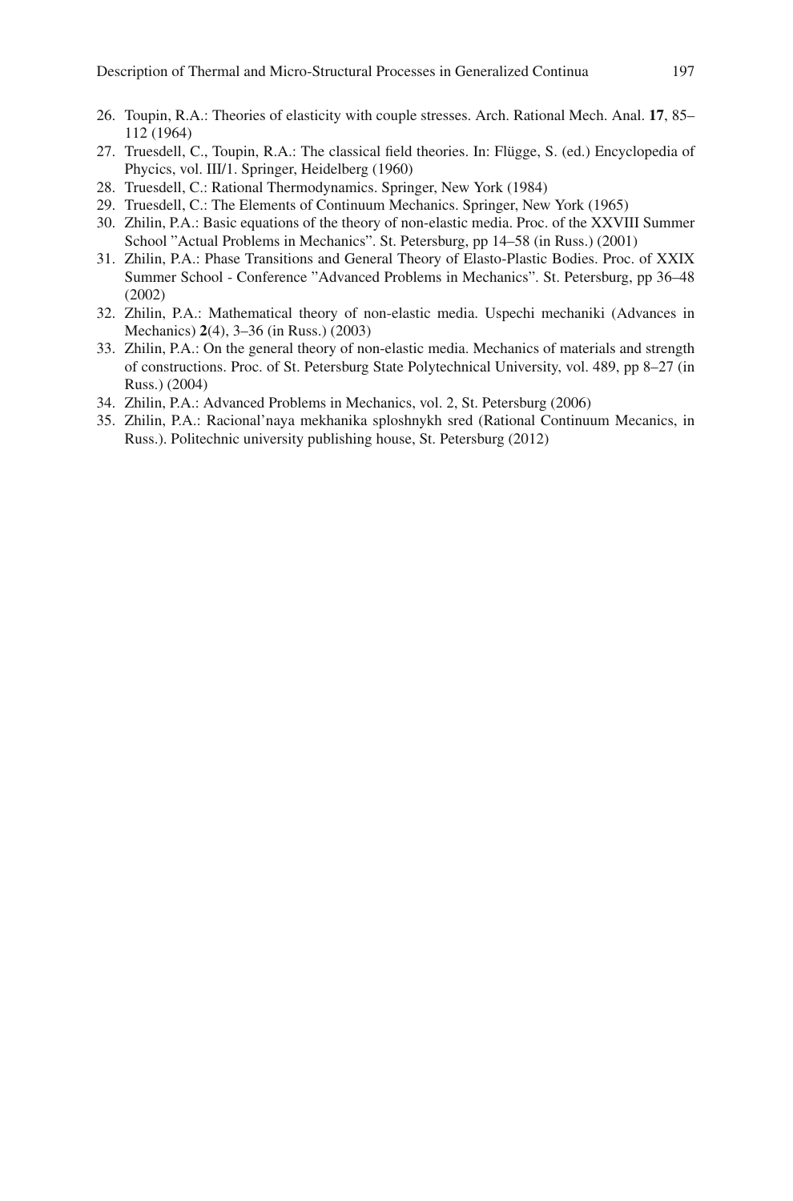26. Toupin, R.A.: Theories of elasticity with couple stresses. Arch. Rational Mech. Anal. **17**, 85–112 (1964)
27. Truesdell, C., Toupin, R.A.: The classical field theories. In: Flügge, S. (ed.) Encyclopedia of Phycics, vol. III/1. Springer, Heidelberg (1960)
28. Truesdell, C.: Rational Thermodynamics. Springer, New York (1984)
29. Truesdell, C.: The Elements of Continuum Mechanics. Springer, New York (1965)
30. Zhilin, P.A.: Basic equations of the theory of non-elastic media. Proc. of the XXVIII Summer School "Actual Problems in Mechanics". St. Petersburg, pp 14–58 (in Russ.) (2001)
31. Zhilin, P.A.: Phase Transitions and General Theory of Elasto-Plastic Bodies. Proc. of XXIX Summer School - Conference "Advanced Problems in Mechanics". St. Petersburg, pp 36–48 (2002)
32. Zhilin, P.A.: Mathematical theory of non-elastic media. Uspechi mechaniki (Advances in Mechanics) **2**(4), 3–36 (in Russ.) (2003)
33. Zhilin, P.A.: On the general theory of non-elastic media. Mechanics of materials and strength of constructions. Proc. of St. Petersburg State Polytechnical University, vol. 489, pp 8–27 (in Russ.) (2004)
34. Zhilin, P.A.: Advanced Problems in Mechanics, vol. 2, St. Petersburg (2006)
35. Zhilin, P.A.: Racional'naya mekhanika sploshnykh sred (Rational Continuum Mecanics, in Russ.). Politechnic university publishing house, St. Petersburg (2012)